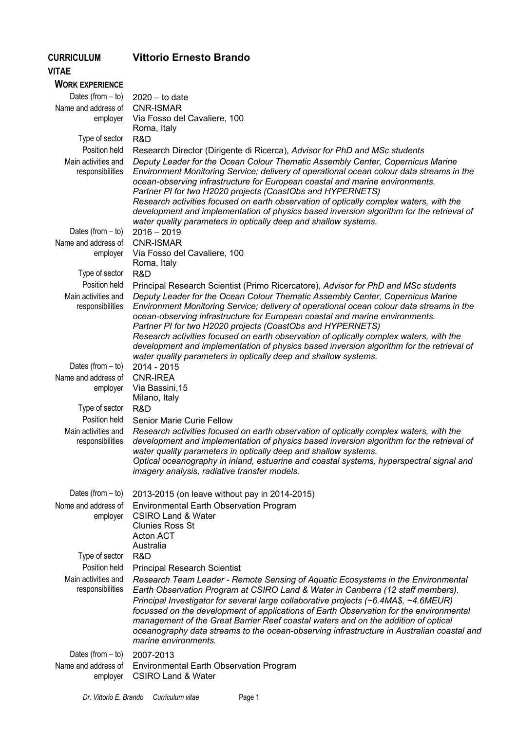# CURRICULUM VITAE — Vittorio Ernesto Brando

## WORK EXPERIENCE

| | |
|---|---|
| Dates (from – to) | 2020 – to date |
| Name and address of employer | CNR-ISMAR<br>Via Fosso del Cavaliere, 100<br>Roma, Italy |
| Type of sector | R&D |
| Position held | Research Director (Dirigente di Ricerca), *Advisor for PhD and MSc students* |
| Main activities and responsibilities | *Deputy Leader for the Ocean Colour Thematic Assembly Center, Copernicus Marine Environment Monitoring Service; delivery of operational ocean colour data streams in the ocean-observing infrastructure for European coastal and marine environments.*<br>*Partner PI for two H2020 projects (CoastObs and HYPERNETS)*<br>*Research activities focused on earth observation of optically complex waters, with the development and implementation of physics based inversion algorithm for the retrieval of water quality parameters in optically deep and shallow systems.* |
| Dates (from – to) | 2016 – 2019 |
| Name and address of employer | CNR-ISMAR<br>Via Fosso del Cavaliere, 100<br>Roma, Italy |
| Type of sector | R&D |
| Position held | Principal Research Scientist (Primo Ricercatore), *Advisor for PhD and MSc students* |
| Main activities and responsibilities | *Deputy Leader for the Ocean Colour Thematic Assembly Center, Copernicus Marine Environment Monitoring Service; delivery of operational ocean colour data streams in the ocean-observing infrastructure for European coastal and marine environments.*<br>*Partner PI for two H2020 projects (CoastObs and HYPERNETS)*<br>*Research activities focused on earth observation of optically complex waters, with the development and implementation of physics based inversion algorithm for the retrieval of water quality parameters in optically deep and shallow systems.* |
| Dates (from – to) | 2014 - 2015 |
| Name and address of employer | CNR-IREA<br>Via Bassini,15<br>Milano, Italy |
| Type of sector | R&D |
| Position held | Senior Marie Curie Fellow |
| Main activities and responsibilities | *Research activities focused on earth observation of optically complex waters, with the development and implementation of physics based inversion algorithm for the retrieval of water quality parameters in optically deep and shallow systems.*<br>*Optical oceanography in inland, estuarine and coastal systems, hyperspectral signal and imagery analysis, radiative transfer models.* |
| Dates (from – to) | 2013-2015 (on leave without pay in 2014-2015) |
| Nome and address of employer | Environmental Earth Observation Program<br>CSIRO Land & Water<br>Clunies Ross St<br>Acton ACT<br>Australia |
| Type of sector | R&D |
| Position held | Principal Research Scientist |
| Main activities and responsibilities | *Research Team Leader - Remote Sensing of Aquatic Ecosystems in the Environmental Earth Observation Program at CSIRO Land & Water in Canberra (12 staff members).*<br>*Principal Investigator for several large collaborative projects (~6.4MA$, ~4.6MEUR) focussed on the development of applications of Earth Observation for the environmental management of the Great Barrier Reef coastal waters and on the addition of optical oceanography data streams to the ocean-observing infrastructure in Australian coastal and marine environments.* |
| Dates (from – to) | 2007-2013 |
| Name and address of employer | Environmental Earth Observation Program<br>CSIRO Land & Water |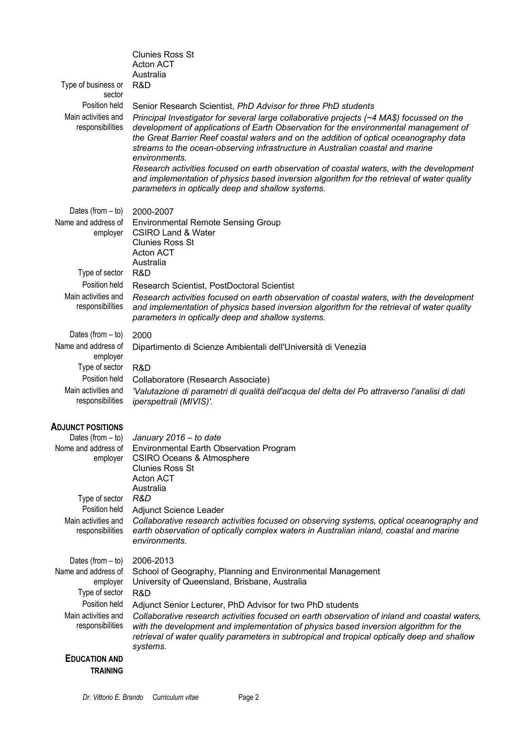| | |
|---|---|
| | Clunies Ross St<br>Acton ACT<br>Australia |
| Type of business or sector | R&D |
| Position held | Senior Research Scientist, *PhD Advisor for three PhD students* |
| Main activities and responsibilities | *Principal Investigator for several large collaborative projects (~4 MA$) focussed on the development of applications of Earth Observation for the environmental management of the Great Barrier Reef coastal waters and on the addition of optical oceanography data streams to the ocean-observing infrastructure in Australian coastal and marine environments.*<br>*Research activities focused on earth observation of coastal waters, with the development and implementation of physics based inversion algorithm for the retrieval of water quality parameters in optically deep and shallow systems.* |

| | |
|---|---|
| Dates (from – to) | 2000-2007 |
| Name and address of employer | Environmental Remote Sensing Group<br>CSIRO Land & Water<br>Clunies Ross St<br>Acton ACT<br>Australia |
| Type of sector | R&D |
| Position held | Research Scientist, PostDoctoral Scientist |
| Main activities and responsibilities | *Research activities focused on earth observation of coastal waters, with the development and implementation of physics based inversion algorithm for the retrieval of water quality parameters in optically deep and shallow systems.* |

| | |
|---|---|
| Dates (from – to) | 2000 |
| Name and address of employer | Dipartimento di Scienze Ambientali dell'Università di Venezia |
| Type of sector | R&D |
| Position held | Collaboratore (Research Associate) |
| Main activities and responsibilities | *'Valutazione di parametri di qualità dell'acqua del delta del Po attraverso l'analisi di dati iperspettrali (MIVIS)'.* |

## ADJUNCT POSITIONS

| | |
|---|---|
| Dates (from – to) | *January 2016 – to date* |
| Nome and address of employer | Environmental Earth Observation Program<br>CSIRO Oceans & Atmosphere<br>Clunies Ross St<br>Acton ACT<br>Australia |
| Type of sector | *R&D* |
| Position held | Adjunct Science Leader |
| Main activities and responsibilities | *Collaborative research activities focused on observing systems, optical oceanography and earth observation of optically complex waters in Australian inland, coastal and marine environments.* |

| | |
|---|---|
| Dates (from – to) | 2006-2013 |
| Name and address of employer | School of Geography, Planning and Environmental Management<br>University of Queensland, Brisbane, Australia |
| Type of sector | R&D |
| Position held | Adjunct Senior Lecturer, PhD Advisor for two PhD students |
| Main activities and responsibilities | *Collaborative research activities focused on earth observation of inland and coastal waters, with the development and implementation of physics based inversion algorithm for the retrieval of water quality parameters in subtropical and tropical optically deep and shallow systems.* |

## EDUCATION AND TRAINING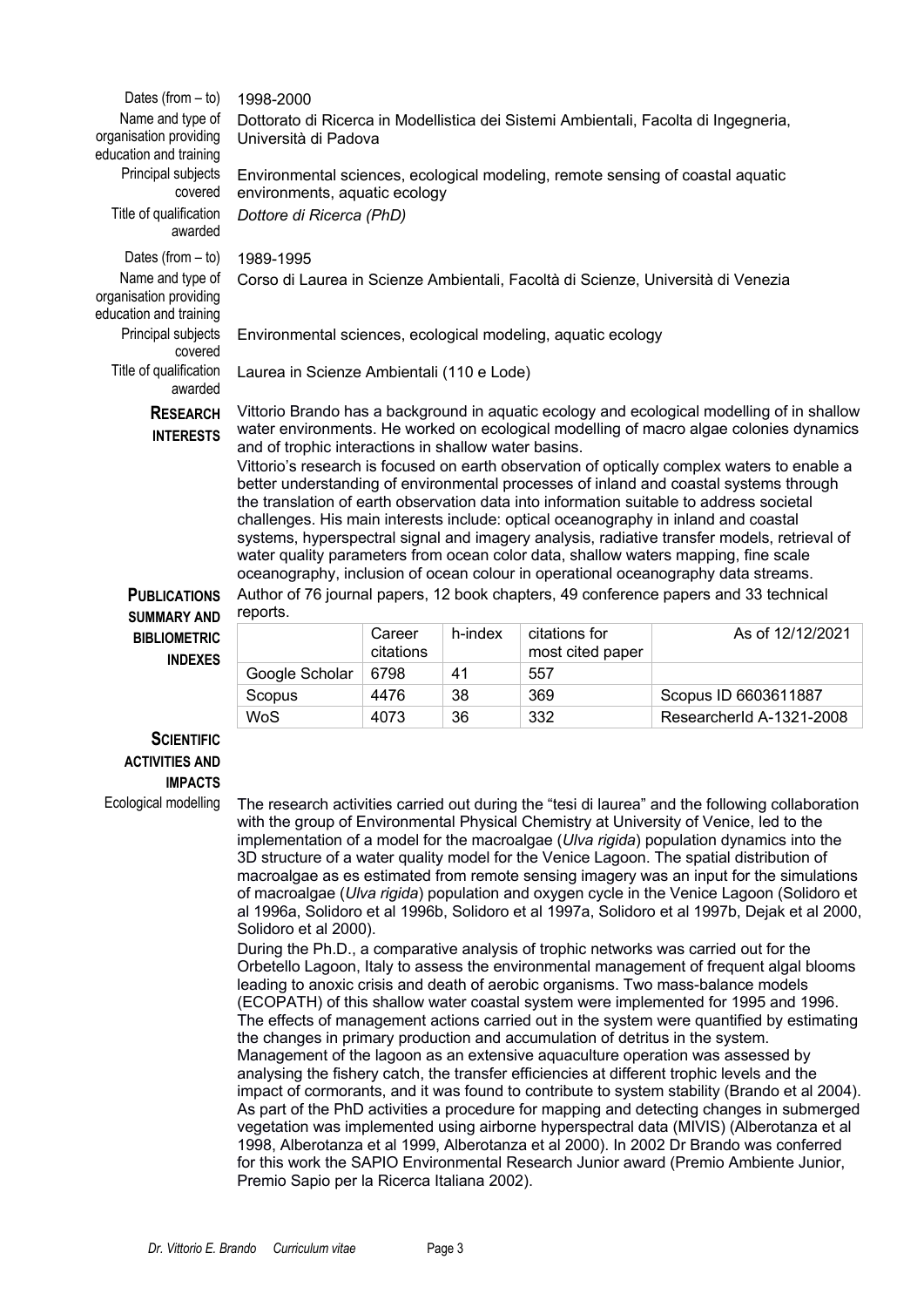Dates (from – to): 1998-2000

Name and type of organisation providing education and training: Dottorato di Ricerca in Modellistica dei Sistemi Ambientali, Facolta di Ingegneria, Università di Padova

Principal subjects covered: Environmental sciences, ecological modeling, remote sensing of coastal aquatic environments, aquatic ecology

Title of qualification awarded: *Dottore di Ricerca (PhD)*

Dates (from – to): 1989-1995

Name and type of organisation providing education and training: Corso di Laurea in Scienze Ambientali, Facoltà di Scienze, Università di Venezia

Principal subjects covered: Environmental sciences, ecological modeling, aquatic ecology

Title of qualification awarded: Laurea in Scienze Ambientali (110 e Lode)

## Research Interests

Vittorio Brando has a background in aquatic ecology and ecological modelling of in shallow water environments. He worked on ecological modelling of macro algae colonies dynamics and of trophic interactions in shallow water basins.

Vittorio's research is focused on earth observation of optically complex waters to enable a better understanding of environmental processes of inland and coastal systems through the translation of earth observation data into information suitable to address societal challenges. His main interests include: optical oceanography in inland and coastal systems, hyperspectral signal and imagery analysis, radiative transfer models, retrieval of water quality parameters from ocean color data, shallow waters mapping, fine scale oceanography, inclusion of ocean colour in operational oceanography data streams.

## Publications Summary and Bibliometric Indexes

Author of 76 journal papers, 12 book chapters, 49 conference papers and 33 technical reports.

| | Career citations | h-index | citations for most cited paper | As of 12/12/2021 |
|---|---|---|---|---|
| Google Scholar | 6798 | 41 | 557 | |
| Scopus | 4476 | 38 | 369 | Scopus ID 6603611887 |
| WoS | 4073 | 36 | 332 | ResearcherId A-1321-2008 |

## Scientific Activities and Impacts

### Ecological modelling

The research activities carried out during the "tesi di laurea" and the following collaboration with the group of Environmental Physical Chemistry at University of Venice, led to the implementation of a model for the macroalgae (*Ulva rigida*) population dynamics into the 3D structure of a water quality model for the Venice Lagoon. The spatial distribution of macroalgae as es estimated from remote sensing imagery was an input for the simulations of macroalgae (*Ulva rigida*) population and oxygen cycle in the Venice Lagoon (Solidoro et al 1996a, Solidoro et al 1996b, Solidoro et al 1997a, Solidoro et al 1997b, Dejak et al 2000, Solidoro et al 2000).

During the Ph.D., a comparative analysis of trophic networks was carried out for the Orbetello Lagoon, Italy to assess the environmental management of frequent algal blooms leading to anoxic crisis and death of aerobic organisms. Two mass-balance models (ECOPATH) of this shallow water coastal system were implemented for 1995 and 1996. The effects of management actions carried out in the system were quantified by estimating the changes in primary production and accumulation of detritus in the system. Management of the lagoon as an extensive aquaculture operation was assessed by analysing the fishery catch, the transfer efficiencies at different trophic levels and the impact of cormorants, and it was found to contribute to system stability (Brando et al 2004). As part of the PhD activities a procedure for mapping and detecting changes in submerged vegetation was implemented using airborne hyperspectral data (MIVIS) (Alberotanza et al 1998, Alberotanza et al 1999, Alberotanza et al 2000). In 2002 Dr Brando was conferred for this work the SAPIO Environmental Research Junior award (Premio Ambiente Junior, Premio Sapio per la Ricerca Italiana 2002).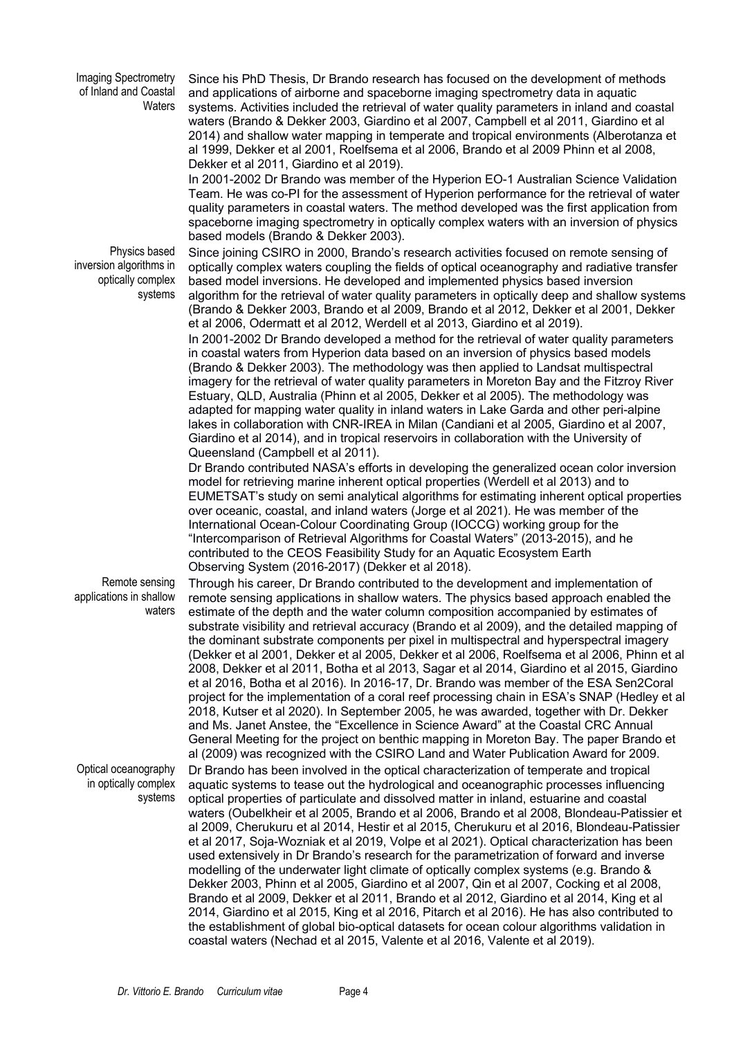**Imaging Spectrometry of Inland and Coastal Waters**

Since his PhD Thesis, Dr Brando research has focused on the development of methods and applications of airborne and spaceborne imaging spectrometry data in aquatic systems. Activities included the retrieval of water quality parameters in inland and coastal waters (Brando & Dekker 2003, Giardino et al 2007, Campbell et al 2011, Giardino et al 2014) and shallow water mapping in temperate and tropical environments (Alberotanza et al 1999, Dekker et al 2001, Roelfsema et al 2006, Brando et al 2009 Phinn et al 2008, Dekker et al 2011, Giardino et al 2019).

In 2001-2002 Dr Brando was member of the Hyperion EO-1 Australian Science Validation Team. He was co-PI for the assessment of Hyperion performance for the retrieval of water quality parameters in coastal waters. The method developed was the first application from spaceborne imaging spectrometry in optically complex waters with an inversion of physics based models (Brando & Dekker 2003).

**Physics based inversion algorithms in optically complex systems**

Since joining CSIRO in 2000, Brando's research activities focused on remote sensing of optically complex waters coupling the fields of optical oceanography and radiative transfer based model inversions. He developed and implemented physics based inversion algorithm for the retrieval of water quality parameters in optically deep and shallow systems (Brando & Dekker 2003, Brando et al 2009, Brando et al 2012, Dekker et al 2001, Dekker et al 2006, Odermatt et al 2012, Werdell et al 2013, Giardino et al 2019).

In 2001-2002 Dr Brando developed a method for the retrieval of water quality parameters in coastal waters from Hyperion data based on an inversion of physics based models (Brando & Dekker 2003). The methodology was then applied to Landsat multispectral imagery for the retrieval of water quality parameters in Moreton Bay and the Fitzroy River Estuary, QLD, Australia (Phinn et al 2005, Dekker et al 2005). The methodology was adapted for mapping water quality in inland waters in Lake Garda and other peri-alpine lakes in collaboration with CNR-IREA in Milan (Candiani et al 2005, Giardino et al 2007, Giardino et al 2014), and in tropical reservoirs in collaboration with the University of Queensland (Campbell et al 2011).

Dr Brando contributed NASA's efforts in developing the generalized ocean color inversion model for retrieving marine inherent optical properties (Werdell et al 2013) and to EUMETSAT's study on semi analytical algorithms for estimating inherent optical properties over oceanic, coastal, and inland waters (Jorge et al 2021). He was member of the International Ocean-Colour Coordinating Group (IOCCG) working group for the "Intercomparison of Retrieval Algorithms for Coastal Waters" (2013-2015), and he contributed to the CEOS Feasibility Study for an Aquatic Ecosystem Earth Observing System (2016-2017) (Dekker et al 2018).

**Remote sensing applications in shallow waters**

Through his career, Dr Brando contributed to the development and implementation of remote sensing applications in shallow waters. The physics based approach enabled the estimate of the depth and the water column composition accompanied by estimates of substrate visibility and retrieval accuracy (Brando et al 2009), and the detailed mapping of the dominant substrate components per pixel in multispectral and hyperspectral imagery (Dekker et al 2001, Dekker et al 2005, Dekker et al 2006, Roelfsema et al 2006, Phinn et al 2008, Dekker et al 2011, Botha et al 2013, Sagar et al 2014, Giardino et al 2015, Giardino et al 2016, Botha et al 2016). In 2016-17, Dr. Brando was member of the ESA Sen2Coral project for the implementation of a coral reef processing chain in ESA's SNAP (Hedley et al 2018, Kutser et al 2020). In September 2005, he was awarded, together with Dr. Dekker and Ms. Janet Anstee, the "Excellence in Science Award" at the Coastal CRC Annual General Meeting for the project on benthic mapping in Moreton Bay. The paper Brando et al (2009) was recognized with the CSIRO Land and Water Publication Award for 2009.

**Optical oceanography in optically complex systems**

Dr Brando has been involved in the optical characterization of temperate and tropical aquatic systems to tease out the hydrological and oceanographic processes influencing optical properties of particulate and dissolved matter in inland, estuarine and coastal waters (Oubelkheir et al 2005, Brando et al 2006, Brando et al 2008, Blondeau-Patissier et al 2009, Cherukuru et al 2014, Hestir et al 2015, Cherukuru et al 2016, Blondeau-Patissier et al 2017, Soja-Wozniak et al 2019, Volpe et al 2021). Optical characterization has been used extensively in Dr Brando's research for the parametrization of forward and inverse modelling of the underwater light climate of optically complex systems (e.g. Brando & Dekker 2003, Phinn et al 2005, Giardino et al 2007, Qin et al 2007, Cocking et al 2008, Brando et al 2009, Dekker et al 2011, Brando et al 2012, Giardino et al 2014, King et al 2014, Giardino et al 2015, King et al 2016, Pitarch et al 2016). He has also contributed to the establishment of global bio-optical datasets for ocean colour algorithms validation in coastal waters (Nechad et al 2015, Valente et al 2016, Valente et al 2019).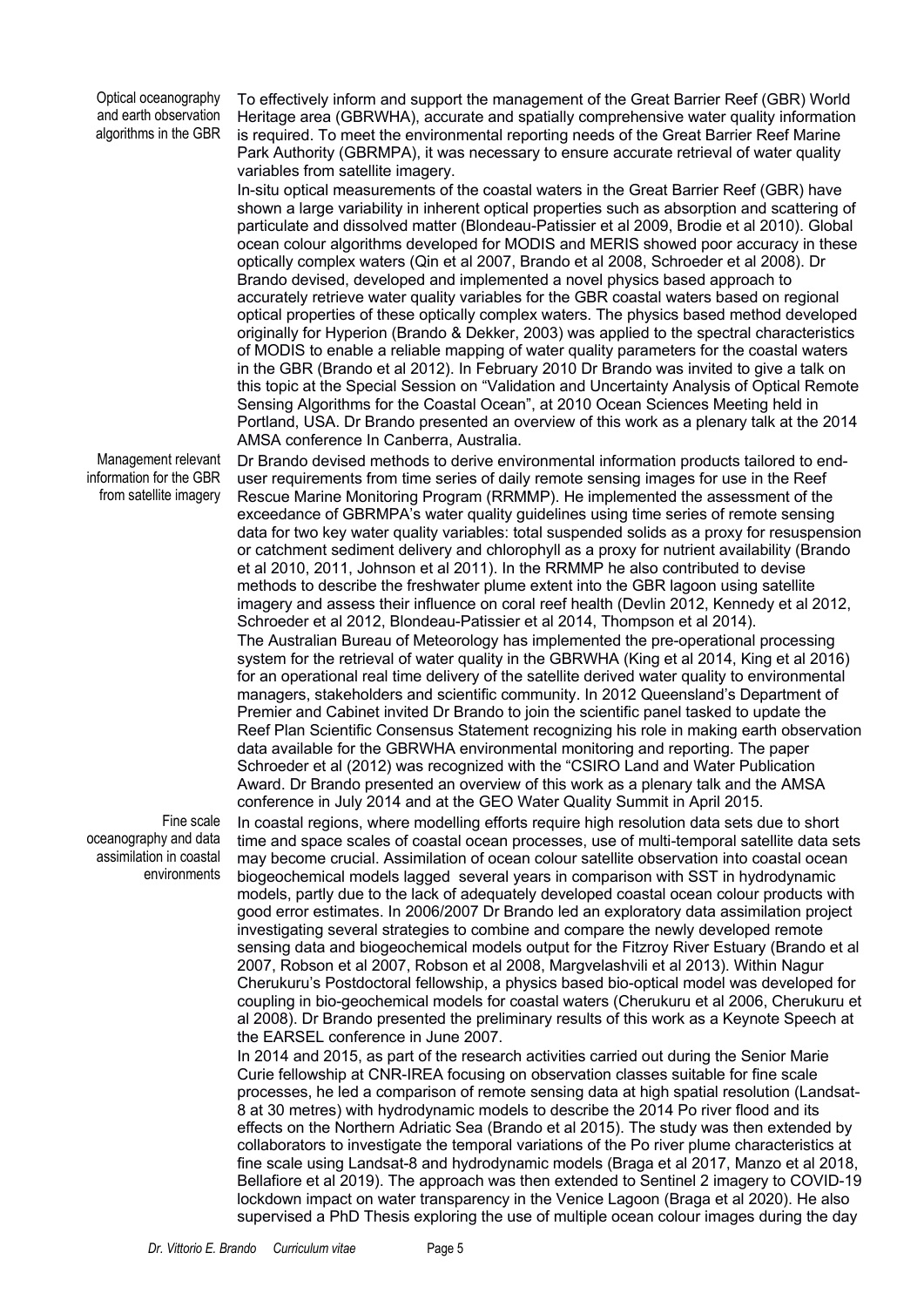**Optical oceanography and earth observation algorithms in the GBR**

To effectively inform and support the management of the Great Barrier Reef (GBR) World Heritage area (GBRWHA), accurate and spatially comprehensive water quality information is required. To meet the environmental reporting needs of the Great Barrier Reef Marine Park Authority (GBRMPA), it was necessary to ensure accurate retrieval of water quality variables from satellite imagery.

In-situ optical measurements of the coastal waters in the Great Barrier Reef (GBR) have shown a large variability in inherent optical properties such as absorption and scattering of particulate and dissolved matter (Blondeau-Patissier et al 2009, Brodie et al 2010). Global ocean colour algorithms developed for MODIS and MERIS showed poor accuracy in these optically complex waters (Qin et al 2007, Brando et al 2008, Schroeder et al 2008). Dr Brando devised, developed and implemented a novel physics based approach to accurately retrieve water quality variables for the GBR coastal waters based on regional optical properties of these optically complex waters. The physics based method developed originally for Hyperion (Brando & Dekker, 2003) was applied to the spectral characteristics of MODIS to enable a reliable mapping of water quality parameters for the coastal waters in the GBR (Brando et al 2012). In February 2010 Dr Brando was invited to give a talk on this topic at the Special Session on "Validation and Uncertainty Analysis of Optical Remote Sensing Algorithms for the Coastal Ocean", at 2010 Ocean Sciences Meeting held in Portland, USA. Dr Brando presented an overview of this work as a plenary talk at the 2014 AMSA conference In Canberra, Australia.

**Management relevant information for the GBR from satellite imagery**

Dr Brando devised methods to derive environmental information products tailored to end-user requirements from time series of daily remote sensing images for use in the Reef Rescue Marine Monitoring Program (RRMMP). He implemented the assessment of the exceedance of GBRMPA's water quality guidelines using time series of remote sensing data for two key water quality variables: total suspended solids as a proxy for resuspension or catchment sediment delivery and chlorophyll as a proxy for nutrient availability (Brando et al 2010, 2011, Johnson et al 2011). In the RRMMP he also contributed to devise methods to describe the freshwater plume extent into the GBR lagoon using satellite imagery and assess their influence on coral reef health (Devlin 2012, Kennedy et al 2012, Schroeder et al 2012, Blondeau-Patissier et al 2014, Thompson et al 2014).

The Australian Bureau of Meteorology has implemented the pre-operational processing system for the retrieval of water quality in the GBRWHA (King et al 2014, King et al 2016) for an operational real time delivery of the satellite derived water quality to environmental managers, stakeholders and scientific community. In 2012 Queensland's Department of Premier and Cabinet invited Dr Brando to join the scientific panel tasked to update the Reef Plan Scientific Consensus Statement recognizing his role in making earth observation data available for the GBRWHA environmental monitoring and reporting. The paper Schroeder et al (2012) was recognized with the "CSIRO Land and Water Publication Award. Dr Brando presented an overview of this work as a plenary talk and the AMSA conference in July 2014 and at the GEO Water Quality Summit in April 2015.

**Fine scale oceanography and data assimilation in coastal environments**

In coastal regions, where modelling efforts require high resolution data sets due to short time and space scales of coastal ocean processes, use of multi-temporal satellite data sets may become crucial. Assimilation of ocean colour satellite observation into coastal ocean biogeochemical models lagged several years in comparison with SST in hydrodynamic models, partly due to the lack of adequately developed coastal ocean colour products with good error estimates. In 2006/2007 Dr Brando led an exploratory data assimilation project investigating several strategies to combine and compare the newly developed remote sensing data and biogeochemical models output for the Fitzroy River Estuary (Brando et al 2007, Robson et al 2007, Robson et al 2008, Margvelashvili et al 2013). Within Nagur Cherukuru's Postdoctoral fellowship, a physics based bio-optical model was developed for coupling in bio-geochemical models for coastal waters (Cherukuru et al 2006, Cherukuru et al 2008). Dr Brando presented the preliminary results of this work as a Keynote Speech at the EARSEL conference in June 2007.

In 2014 and 2015, as part of the research activities carried out during the Senior Marie Curie fellowship at CNR-IREA focusing on observation classes suitable for fine scale processes, he led a comparison of remote sensing data at high spatial resolution (Landsat-8 at 30 metres) with hydrodynamic models to describe the 2014 Po river flood and its effects on the Northern Adriatic Sea (Brando et al 2015). The study was then extended by collaborators to investigate the temporal variations of the Po river plume characteristics at fine scale using Landsat-8 and hydrodynamic models (Braga et al 2017, Manzo et al 2018, Bellafiore et al 2019). The approach was then extended to Sentinel 2 imagery to COVID-19 lockdown impact on water transparency in the Venice Lagoon (Braga et al 2020). He also supervised a PhD Thesis exploring the use of multiple ocean colour images during the day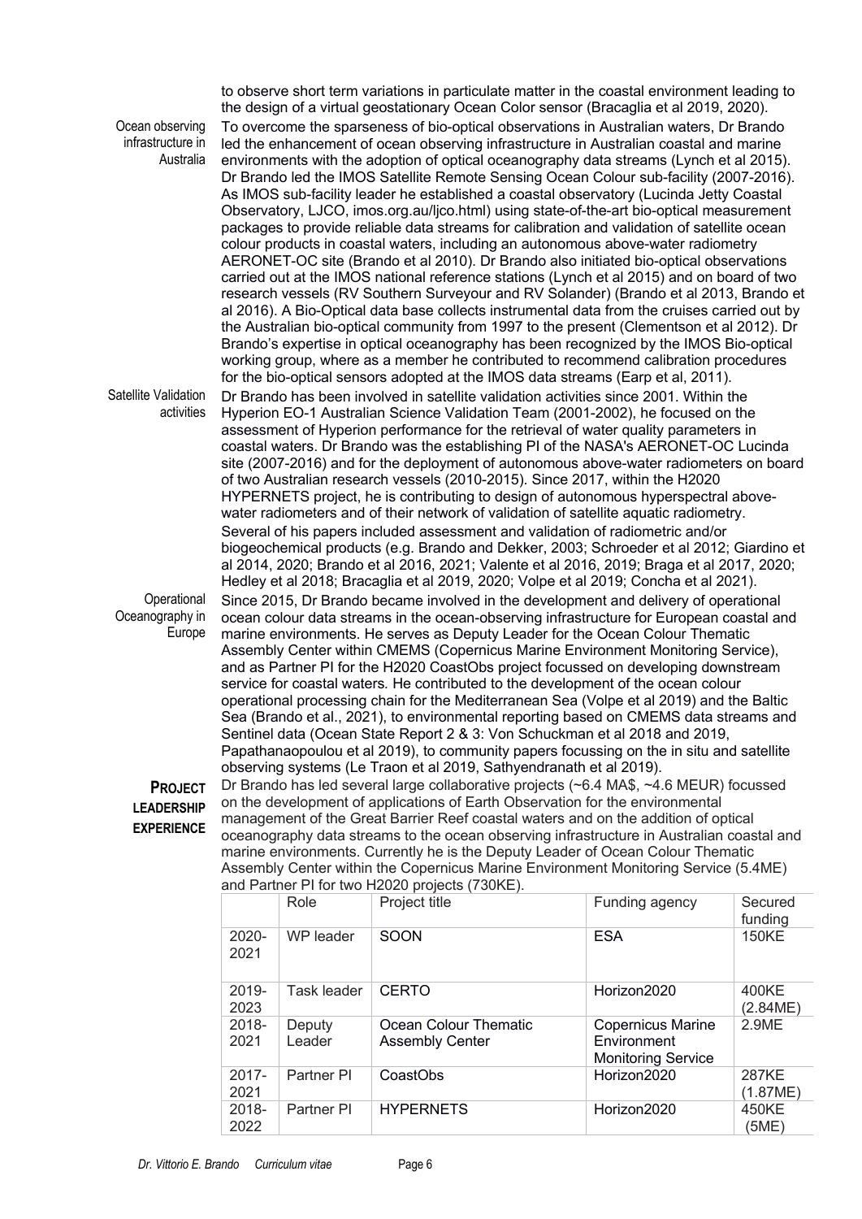to observe short term variations in particulate matter in the coastal environment leading to the design of a virtual geostationary Ocean Color sensor (Bracaglia et al 2019, 2020).

Ocean observing infrastructure in Australia

To overcome the sparseness of bio-optical observations in Australian waters, Dr Brando led the enhancement of ocean observing infrastructure in Australian coastal and marine environments with the adoption of optical oceanography data streams (Lynch et al 2015). Dr Brando led the IMOS Satellite Remote Sensing Ocean Colour sub-facility (2007-2016). As IMOS sub-facility leader he established a coastal observatory (Lucinda Jetty Coastal Observatory, LJCO, imos.org.au/ljco.html) using state-of-the-art bio-optical measurement packages to provide reliable data streams for calibration and validation of satellite ocean colour products in coastal waters, including an autonomous above-water radiometry AERONET-OC site (Brando et al 2010). Dr Brando also initiated bio-optical observations carried out at the IMOS national reference stations (Lynch et al 2015) and on board of two research vessels (RV Southern Surveyour and RV Solander) (Brando et al 2013, Brando et al 2016). A Bio-Optical data base collects instrumental data from the cruises carried out by the Australian bio-optical community from 1997 to the present (Clementson et al 2012). Dr Brando's expertise in optical oceanography has been recognized by the IMOS Bio-optical working group, where as a member he contributed to recommend calibration procedures for the bio-optical sensors adopted at the IMOS data streams (Earp et al, 2011).

Satellite Validation activities

Dr Brando has been involved in satellite validation activities since 2001. Within the Hyperion EO-1 Australian Science Validation Team (2001-2002), he focused on the assessment of Hyperion performance for the retrieval of water quality parameters in coastal waters. Dr Brando was the establishing PI of the NASA's AERONET-OC Lucinda site (2007-2016) and for the deployment of autonomous above-water radiometers on board of two Australian research vessels (2010-2015). Since 2017, within the H2020 HYPERNETS project, he is contributing to design of autonomous hyperspectral above-water radiometers and of their network of validation of satellite aquatic radiometry. Several of his papers included assessment and validation of radiometric and/or biogeochemical products (e.g. Brando and Dekker, 2003; Schroeder et al 2012; Giardino et al 2014, 2020; Brando et al 2016, 2021; Valente et al 2016, 2019; Braga et al 2017, 2020; Hedley et al 2018; Bracaglia et al 2019, 2020; Volpe et al 2019; Concha et al 2021).

Operational Oceanography in Europe

Since 2015, Dr Brando became involved in the development and delivery of operational ocean colour data streams in the ocean-observing infrastructure for European coastal and marine environments. He serves as Deputy Leader for the Ocean Colour Thematic Assembly Center within CMEMS (Copernicus Marine Environment Monitoring Service), and as Partner PI for the H2020 CoastObs project focussed on developing downstream service for coastal waters. He contributed to the development of the ocean colour operational processing chain for the Mediterranean Sea (Volpe et al 2019) and the Baltic Sea (Brando et al., 2021), to environmental reporting based on CMEMS data streams and Sentinel data (Ocean State Report 2 & 3: Von Schuckman et al 2018 and 2019, Papathanaopoulou et al 2019), to community papers focussing on the in situ and satellite observing systems (Le Traon et al 2019, Sathyendranath et al 2019).

## PROJECT LEADERSHIP EXPERIENCE

Dr Brando has led several large collaborative projects (~6.4 MA$, ~4.6 MEUR) focussed on the development of applications of Earth Observation for the environmental management of the Great Barrier Reef coastal waters and on the addition of optical oceanography data streams to the ocean observing infrastructure in Australian coastal and marine environments. Currently he is the Deputy Leader of Ocean Colour Thematic Assembly Center within the Copernicus Marine Environment Monitoring Service (5.4ME) and Partner PI for two H2020 projects (730KE).

| | Role | Project title | Funding agency | Secured funding |
|---|---|---|---|---|
| 2020-2021 | WP leader | SOON | ESA | 150KE |
| 2019-2023 | Task leader | CERTO | Horizon2020 | 400KE (2.84ME) |
| 2018-2021 | Deputy Leader | Ocean Colour Thematic Assembly Center | Copernicus Marine Environment Monitoring Service | 2.9ME |
| 2017-2021 | Partner PI | CoastObs | Horizon2020 | 287KE (1.87ME) |
| 2018-2022 | Partner PI | HYPERNETS | Horizon2020 | 450KE (5ME) |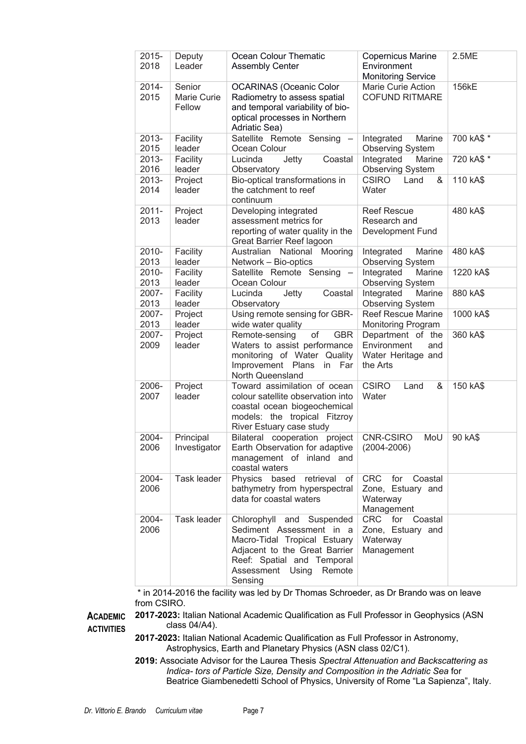| 2015-2018 | Deputy Leader | Ocean Colour Thematic Assembly Center | Copernicus Marine Environment Monitoring Service | 2.5ME |
|---|---|---|---|---|
| 2014-2015 | Senior Marie Curie Fellow | OCARINAS (Oceanic Color Radiometry to assess spatial and temporal variability of bio-optical processes in Northern Adriatic Sea) | Marie Curie Action COFUND RITMARE | 156kE |
| 2013-2015 | Facility leader | Satellite Remote Sensing – Ocean Colour | Integrated Marine Observing System | 700 kA$ * |
| 2013-2016 | Facility leader | Lucinda Jetty Coastal Observatory | Integrated Marine Observing System | 720 kA$ * |
| 2013-2014 | Project leader | Bio-optical transformations in the catchment to reef continuum | CSIRO Land & Water | 110 kA$ |
| 2011-2013 | Project leader | Developing integrated assessment metrics for reporting of water quality in the Great Barrier Reef lagoon | Reef Rescue Research and Development Fund | 480 kA$ |
| 2010-2013 | Facility leader | Australian National Mooring Network – Bio-optics | Integrated Marine Observing System | 480 kA$ |
| 2010-2013 | Facility leader | Satellite Remote Sensing – Ocean Colour | Integrated Marine Observing System | 1220 kA$ |
| 2007-2013 | Facility leader | Lucinda Jetty Coastal Observatory | Integrated Marine Observing System | 880 kA$ |
| 2007-2013 | Project leader | Using remote sensing for GBR-wide water quality | Reef Rescue Marine Monitoring Program | 1000 kA$ |
| 2007-2009 | Project leader | Remote-sensing of GBR Waters to assist performance monitoring of Water Quality Improvement Plans in Far North Queensland | Department of the Environment and Water Heritage and the Arts | 360 kA$ |
| 2006-2007 | Project leader | Toward assimilation of ocean colour satellite observation into coastal ocean biogeochemical models: the tropical Fitzroy River Estuary case study | CSIRO Land & Water | 150 kA$ |
| 2004-2006 | Principal Investigator | Bilateral cooperation project Earth Observation for adaptive management of inland and coastal waters | CNR-CSIRO MoU (2004-2006) | 90 kA$ |
| 2004-2006 | Task leader | Physics based retrieval of bathymetry from hyperspectral data for coastal waters | CRC for Coastal Zone, Estuary and Waterway Management | |
| 2004-2006 | Task leader | Chlorophyll and Suspended Sediment Assessment in a Macro-Tidal Tropical Estuary Adjacent to the Great Barrier Reef: Spatial and Temporal Assessment Using Remote Sensing | CRC for Coastal Zone, Estuary and Waterway Management | |

\* in 2014-2016 the facility was led by Dr Thomas Schroeder, as Dr Brando was on leave from CSIRO.

**ACADEMIC ACTIVITIES**

**2017-2023:** Italian National Academic Qualification as Full Professor in Geophysics (ASN class 04/A4).

**2017-2023:** Italian National Academic Qualification as Full Professor in Astronomy, Astrophysics, Earth and Planetary Physics (ASN class 02/C1).

**2019:** Associate Advisor for the Laurea Thesis *Spectral Attenuation and Backscattering as Indica- tors of Particle Size, Density and Composition in the Adriatic Sea* for Beatrice Giambenedetti School of Physics, University of Rome "La Sapienza", Italy.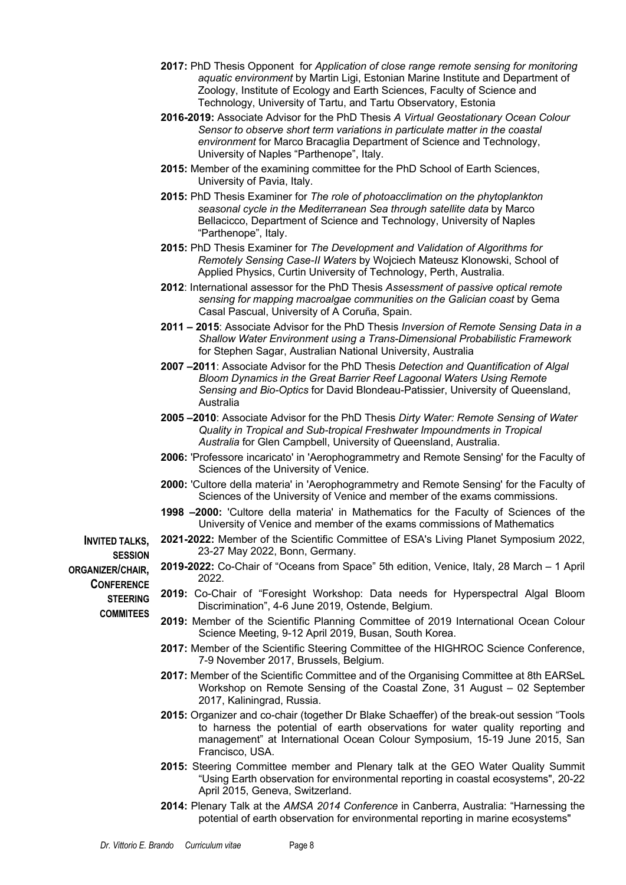**2017:** PhD Thesis Opponent for *Application of close range remote sensing for monitoring aquatic environment* by Martin Ligi, Estonian Marine Institute and Department of Zoology, Institute of Ecology and Earth Sciences, Faculty of Science and Technology, University of Tartu, and Tartu Observatory, Estonia

**2016-2019:** Associate Advisor for the PhD Thesis *A Virtual Geostationary Ocean Colour Sensor to observe short term variations in particulate matter in the coastal environment* for Marco Bracaglia Department of Science and Technology, University of Naples "Parthenope", Italy.

**2015:** Member of the examining committee for the PhD School of Earth Sciences, University of Pavia, Italy.

**2015:** PhD Thesis Examiner for *The role of photoacclimation on the phytoplankton seasonal cycle in the Mediterranean Sea through satellite data* by Marco Bellacicco, Department of Science and Technology, University of Naples "Parthenope", Italy.

**2015:** PhD Thesis Examiner for *The Development and Validation of Algorithms for Remotely Sensing Case-II Waters* by Wojciech Mateusz Klonowski, School of Applied Physics, Curtin University of Technology, Perth, Australia.

**2012**: International assessor for the PhD Thesis *Assessment of passive optical remote sensing for mapping macroalgae communities on the Galician coast* by Gema Casal Pascual, University of A Coruña, Spain.

**2011 – 2015**: Associate Advisor for the PhD Thesis *Inversion of Remote Sensing Data in a Shallow Water Environment using a Trans-Dimensional Probabilistic Framework* for Stephen Sagar, Australian National University, Australia

**2007 –2011**: Associate Advisor for the PhD Thesis *Detection and Quantification of Algal Bloom Dynamics in the Great Barrier Reef Lagoonal Waters Using Remote Sensing and Bio-Optics* for David Blondeau-Patissier, University of Queensland, Australia

**2005 –2010**: Associate Advisor for the PhD Thesis *Dirty Water: Remote Sensing of Water Quality in Tropical and Sub-tropical Freshwater Impoundments in Tropical Australia* for Glen Campbell, University of Queensland, Australia.

**2006:** 'Professore incaricato' in 'Aerophogrammetry and Remote Sensing' for the Faculty of Sciences of the University of Venice.

**2000:** 'Cultore della materia' in 'Aerophogrammetry and Remote Sensing' for the Faculty of Sciences of the University of Venice and member of the exams commissions.

**1998 –2000:** 'Cultore della materia' in Mathematics for the Faculty of Sciences of the University of Venice and member of the exams commissions of Mathematics

**INVITED TALKS, SESSION ORGANIZER/CHAIR, CONFERENCE STEERING COMMITEES**

**2021-2022:** Member of the Scientific Committee of ESA's Living Planet Symposium 2022, 23-27 May 2022, Bonn, Germany.

**2019-2022:** Co-Chair of "Oceans from Space" 5th edition, Venice, Italy, 28 March – 1 April 2022.

**2019:** Co-Chair of "Foresight Workshop: Data needs for Hyperspectral Algal Bloom Discrimination", 4-6 June 2019, Ostende, Belgium.

**2019:** Member of the Scientific Planning Committee of 2019 International Ocean Colour Science Meeting, 9-12 April 2019, Busan, South Korea.

**2017:** Member of the Scientific Steering Committee of the HIGHROC Science Conference, 7-9 November 2017, Brussels, Belgium.

**2017:** Member of the Scientific Committee and of the Organising Committee at 8th EARSeL Workshop on Remote Sensing of the Coastal Zone, 31 August – 02 September 2017, Kaliningrad, Russia.

**2015:** Organizer and co-chair (together Dr Blake Schaeffer) of the break-out session "Tools to harness the potential of earth observations for water quality reporting and management" at International Ocean Colour Symposium, 15-19 June 2015, San Francisco, USA.

**2015:** Steering Committee member and Plenary talk at the GEO Water Quality Summit "Using Earth observation for environmental reporting in coastal ecosystems", 20-22 April 2015, Geneva, Switzerland.

**2014:** Plenary Talk at the *AMSA 2014 Conference* in Canberra, Australia: "Harnessing the potential of earth observation for environmental reporting in marine ecosystems"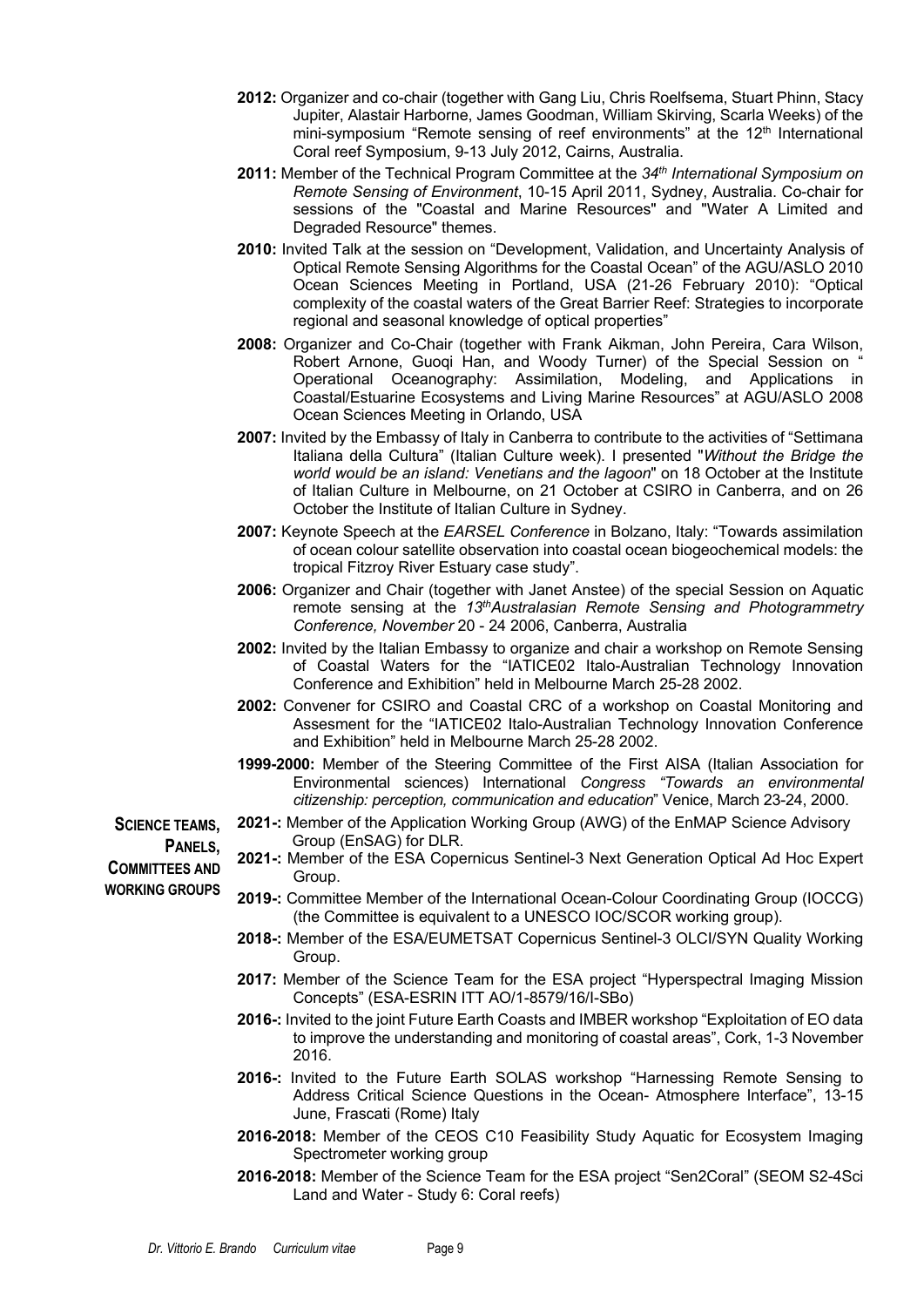**2012:** Organizer and co-chair (together with Gang Liu, Chris Roelfsema, Stuart Phinn, Stacy Jupiter, Alastair Harborne, James Goodman, William Skirving, Scarla Weeks) of the mini-symposium "Remote sensing of reef environments" at the 12th International Coral reef Symposium, 9-13 July 2012, Cairns, Australia.

**2011:** Member of the Technical Program Committee at the *34th International Symposium on Remote Sensing of Environment*, 10-15 April 2011, Sydney, Australia. Co-chair for sessions of the "Coastal and Marine Resources" and "Water A Limited and Degraded Resource" themes.

**2010:** Invited Talk at the session on "Development, Validation, and Uncertainty Analysis of Optical Remote Sensing Algorithms for the Coastal Ocean" of the AGU/ASLO 2010 Ocean Sciences Meeting in Portland, USA (21-26 February 2010): "Optical complexity of the coastal waters of the Great Barrier Reef: Strategies to incorporate regional and seasonal knowledge of optical properties"

**2008:** Organizer and Co-Chair (together with Frank Aikman, John Pereira, Cara Wilson, Robert Arnone, Guoqi Han, and Woody Turner) of the Special Session on " Operational Oceanography: Assimilation, Modeling, and Applications in Coastal/Estuarine Ecosystems and Living Marine Resources" at AGU/ASLO 2008 Ocean Sciences Meeting in Orlando, USA

**2007:** Invited by the Embassy of Italy in Canberra to contribute to the activities of "Settimana Italiana della Cultura" (Italian Culture week). I presented "*Without the Bridge the world would be an island: Venetians and the lagoon*" on 18 October at the Institute of Italian Culture in Melbourne, on 21 October at CSIRO in Canberra, and on 26 October the Institute of Italian Culture in Sydney.

**2007:** Keynote Speech at the *EARSEL Conference* in Bolzano, Italy: "Towards assimilation of ocean colour satellite observation into coastal ocean biogeochemical models: the tropical Fitzroy River Estuary case study".

**2006:** Organizer and Chair (together with Janet Anstee) of the special Session on Aquatic remote sensing at the *13th Australasian Remote Sensing and Photogrammetry Conference, November* 20 - 24 2006, Canberra, Australia

**2002:** Invited by the Italian Embassy to organize and chair a workshop on Remote Sensing of Coastal Waters for the "IATICE02 Italo-Australian Technology Innovation Conference and Exhibition" held in Melbourne March 25-28 2002.

**2002:** Convener for CSIRO and Coastal CRC of a workshop on Coastal Monitoring and Assesment for the "IATICE02 Italo-Australian Technology Innovation Conference and Exhibition" held in Melbourne March 25-28 2002.

**1999-2000:** Member of the Steering Committee of the First AISA (Italian Association for Environmental sciences) International *Congress "Towards an environmental citizenship: perception, communication and education*" Venice, March 23-24, 2000.

## SCIENCE TEAMS, PANELS, COMMITTEES AND WORKING GROUPS

**2021-:** Member of the Application Working Group (AWG) of the EnMAP Science Advisory Group (EnSAG) for DLR.

**2021-:** Member of the ESA Copernicus Sentinel-3 Next Generation Optical Ad Hoc Expert Group.

**2019-:** Committee Member of the International Ocean-Colour Coordinating Group (IOCCG) (the Committee is equivalent to a UNESCO IOC/SCOR working group).

**2018-:** Member of the ESA/EUMETSAT Copernicus Sentinel-3 OLCI/SYN Quality Working Group.

**2017:** Member of the Science Team for the ESA project "Hyperspectral Imaging Mission Concepts" (ESA-ESRIN ITT AO/1-8579/16/I-SBo)

**2016-:** Invited to the joint Future Earth Coasts and IMBER workshop "Exploitation of EO data to improve the understanding and monitoring of coastal areas", Cork, 1-3 November 2016.

**2016-:** Invited to the Future Earth SOLAS workshop "Harnessing Remote Sensing to Address Critical Science Questions in the Ocean- Atmosphere Interface", 13-15 June, Frascati (Rome) Italy

**2016-2018:** Member of the CEOS C10 Feasibility Study Aquatic for Ecosystem Imaging Spectrometer working group

**2016-2018:** Member of the Science Team for the ESA project "Sen2Coral" (SEOM S2-4Sci Land and Water - Study 6: Coral reefs)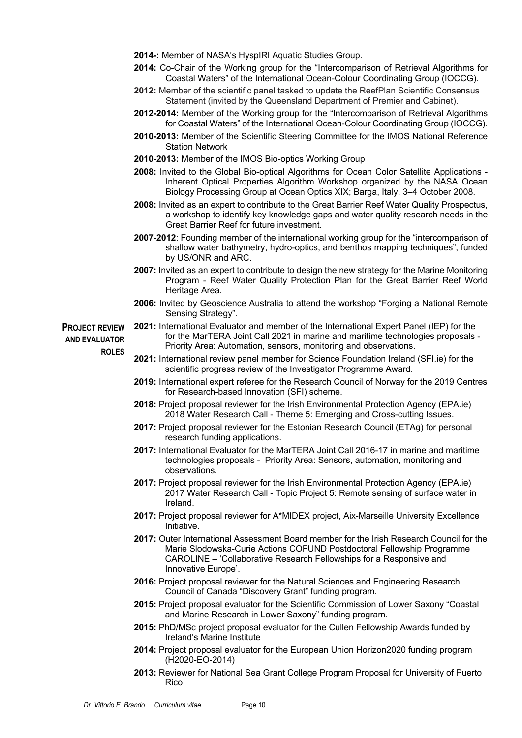**2014-:** Member of NASA's HyspIRI Aquatic Studies Group.

**2014:** Co-Chair of the Working group for the "Intercomparison of Retrieval Algorithms for Coastal Waters" of the International Ocean-Colour Coordinating Group (IOCCG).

**2012:** Member of the scientific panel tasked to update the ReefPlan Scientific Consensus Statement (invited by the Queensland Department of Premier and Cabinet).

**2012-2014:** Member of the Working group for the "Intercomparison of Retrieval Algorithms for Coastal Waters" of the International Ocean-Colour Coordinating Group (IOCCG).

**2010-2013:** Member of the Scientific Steering Committee for the IMOS National Reference Station Network

**2010-2013:** Member of the IMOS Bio-optics Working Group

**2008:** Invited to the Global Bio-optical Algorithms for Ocean Color Satellite Applications - Inherent Optical Properties Algorithm Workshop organized by the NASA Ocean Biology Processing Group at Ocean Optics XIX; Barga, Italy, 3–4 October 2008.

**2008:** Invited as an expert to contribute to the Great Barrier Reef Water Quality Prospectus, a workshop to identify key knowledge gaps and water quality research needs in the Great Barrier Reef for future investment.

**2007-2012**: Founding member of the international working group for the "intercomparison of shallow water bathymetry, hydro-optics, and benthos mapping techniques", funded by US/ONR and ARC.

**2007:** Invited as an expert to contribute to design the new strategy for the Marine Monitoring Program - Reef Water Quality Protection Plan for the Great Barrier Reef World Heritage Area.

**2006:** Invited by Geoscience Australia to attend the workshop "Forging a National Remote Sensing Strategy".

## PROJECT REVIEW AND EVALUATOR ROLES

**2021:** International Evaluator and member of the International Expert Panel (IEP) for the for the MarTERA Joint Call 2021 in marine and maritime technologies proposals - Priority Area: Automation, sensors, monitoring and observations.

**2021:** International review panel member for Science Foundation Ireland (SFI.ie) for the scientific progress review of the Investigator Programme Award.

**2019:** International expert referee for the Research Council of Norway for the 2019 Centres for Research-based Innovation (SFI) scheme.

**2018:** Project proposal reviewer for the Irish Environmental Protection Agency (EPA.ie) 2018 Water Research Call - Theme 5: Emerging and Cross-cutting Issues.

**2017:** Project proposal reviewer for the Estonian Research Council (ETAg) for personal research funding applications.

**2017:** International Evaluator for the MarTERA Joint Call 2016-17 in marine and maritime technologies proposals - Priority Area: Sensors, automation, monitoring and observations.

**2017:** Project proposal reviewer for the Irish Environmental Protection Agency (EPA.ie) 2017 Water Research Call - Topic Project 5: Remote sensing of surface water in Ireland.

**2017:** Project proposal reviewer for A*MIDEX project, Aix-Marseille University Excellence Initiative.

**2017:** Outer International Assessment Board member for the Irish Research Council for the Marie Slodowska-Curie Actions COFUND Postdoctoral Fellowship Programme CAROLINE – 'Collaborative Research Fellowships for a Responsive and Innovative Europe'.

**2016:** Project proposal reviewer for the Natural Sciences and Engineering Research Council of Canada "Discovery Grant" funding program.

**2015:** Project proposal evaluator for the Scientific Commission of Lower Saxony "Coastal and Marine Research in Lower Saxony" funding program.

**2015:** PhD/MSc project proposal evaluator for the Cullen Fellowship Awards funded by Ireland's Marine Institute

**2014:** Project proposal evaluator for the European Union Horizon2020 funding program (H2020-EO-2014)

**2013:** Reviewer for National Sea Grant College Program Proposal for University of Puerto Rico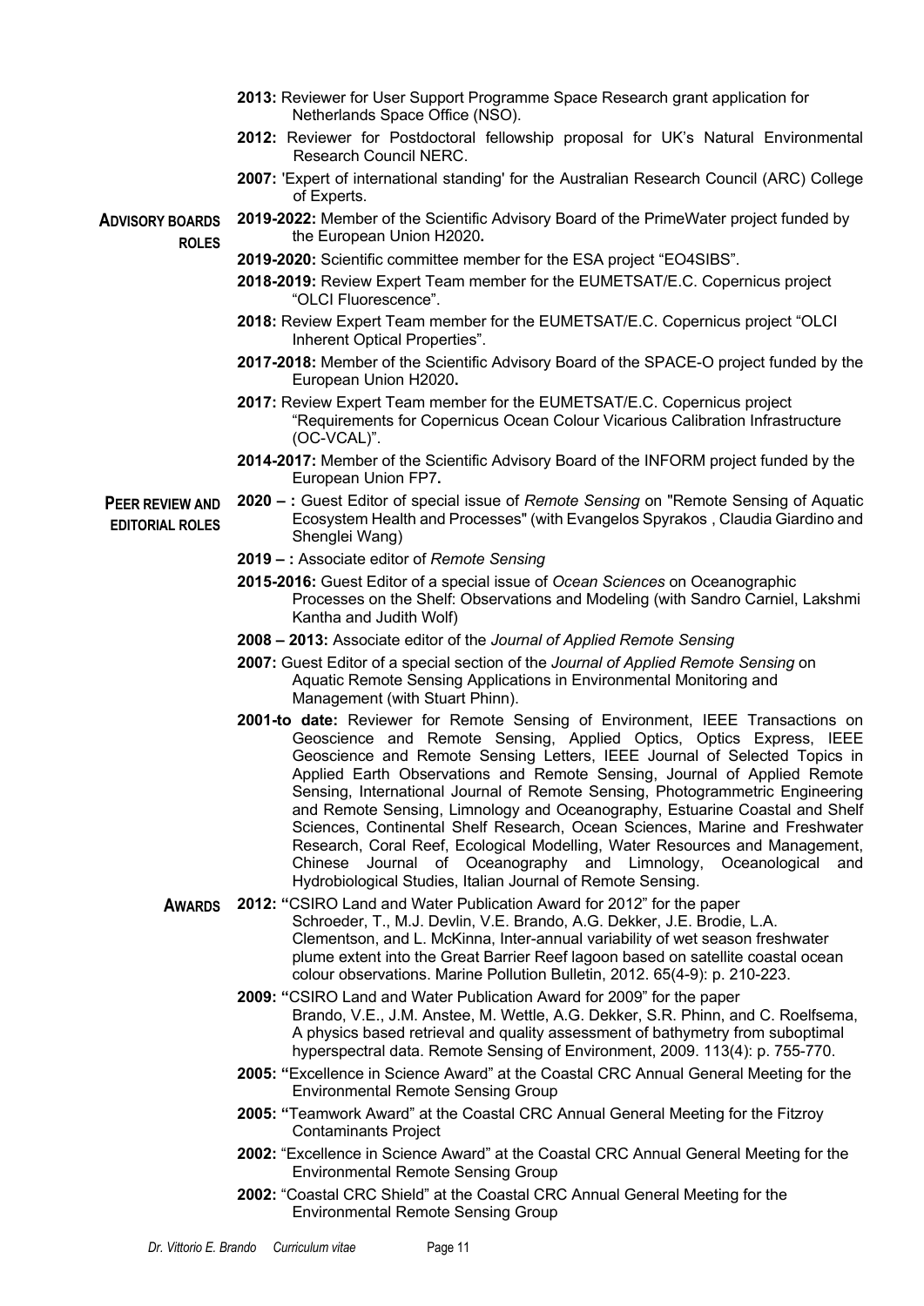- **2013:** Reviewer for User Support Programme Space Research grant application for Netherlands Space Office (NSO).
- **2012:** Reviewer for Postdoctoral fellowship proposal for UK's Natural Environmental Research Council NERC.
- **2007:** 'Expert of international standing' for the Australian Research Council (ARC) College of Experts.

**ADVISORY BOARDS ROLES**

- **2019-2022:** Member of the Scientific Advisory Board of the PrimeWater project funded by the European Union H2020**.**
- **2019-2020:** Scientific committee member for the ESA project "EO4SIBS".
- **2018-2019:** Review Expert Team member for the EUMETSAT/E.C. Copernicus project "OLCI Fluorescence".
- **2018:** Review Expert Team member for the EUMETSAT/E.C. Copernicus project "OLCI Inherent Optical Properties".
- **2017-2018:** Member of the Scientific Advisory Board of the SPACE-O project funded by the European Union H2020**.**
- **2017:** Review Expert Team member for the EUMETSAT/E.C. Copernicus project "Requirements for Copernicus Ocean Colour Vicarious Calibration Infrastructure (OC-VCAL)".
- **2014-2017:** Member of the Scientific Advisory Board of the INFORM project funded by the European Union FP7**.**

**PEER REVIEW AND EDITORIAL ROLES**

- **2020 – :** Guest Editor of special issue of *Remote Sensing* on "Remote Sensing of Aquatic Ecosystem Health and Processes" (with Evangelos Spyrakos , Claudia Giardino and Shenglei Wang)
- **2019 – :** Associate editor of *Remote Sensing*
- **2015-2016:** Guest Editor of a special issue of *Ocean Sciences* on Oceanographic Processes on the Shelf: Observations and Modeling (with Sandro Carniel, Lakshmi Kantha and Judith Wolf)
- **2008 – 2013:** Associate editor of the *Journal of Applied Remote Sensing*
- **2007:** Guest Editor of a special section of the *Journal of Applied Remote Sensing* on Aquatic Remote Sensing Applications in Environmental Monitoring and Management (with Stuart Phinn).
- **2001-to date:** Reviewer for Remote Sensing of Environment, IEEE Transactions on Geoscience and Remote Sensing, Applied Optics, Optics Express, IEEE Geoscience and Remote Sensing Letters, IEEE Journal of Selected Topics in Applied Earth Observations and Remote Sensing, Journal of Applied Remote Sensing, International Journal of Remote Sensing, Photogrammetric Engineering and Remote Sensing, Limnology and Oceanography, Estuarine Coastal and Shelf Sciences, Continental Shelf Research, Ocean Sciences, Marine and Freshwater Research, Coral Reef, Ecological Modelling, Water Resources and Management, Chinese Journal of Oceanography and Limnology, Oceanological and Hydrobiological Studies, Italian Journal of Remote Sensing.

**AWARDS**

- **2012: "**CSIRO Land and Water Publication Award for 2012" for the paper Schroeder, T., M.J. Devlin, V.E. Brando, A.G. Dekker, J.E. Brodie, L.A. Clementson, and L. McKinna, Inter-annual variability of wet season freshwater plume extent into the Great Barrier Reef lagoon based on satellite coastal ocean colour observations. Marine Pollution Bulletin, 2012. 65(4-9): p. 210-223.
- **2009: "**CSIRO Land and Water Publication Award for 2009" for the paper Brando, V.E., J.M. Anstee, M. Wettle, A.G. Dekker, S.R. Phinn, and C. Roelfsema, A physics based retrieval and quality assessment of bathymetry from suboptimal hyperspectral data. Remote Sensing of Environment, 2009. 113(4): p. 755-770.
- **2005: "**Excellence in Science Award" at the Coastal CRC Annual General Meeting for the Environmental Remote Sensing Group
- **2005: "**Teamwork Award" at the Coastal CRC Annual General Meeting for the Fitzroy Contaminants Project
- **2002:** "Excellence in Science Award" at the Coastal CRC Annual General Meeting for the Environmental Remote Sensing Group
- **2002:** "Coastal CRC Shield" at the Coastal CRC Annual General Meeting for the Environmental Remote Sensing Group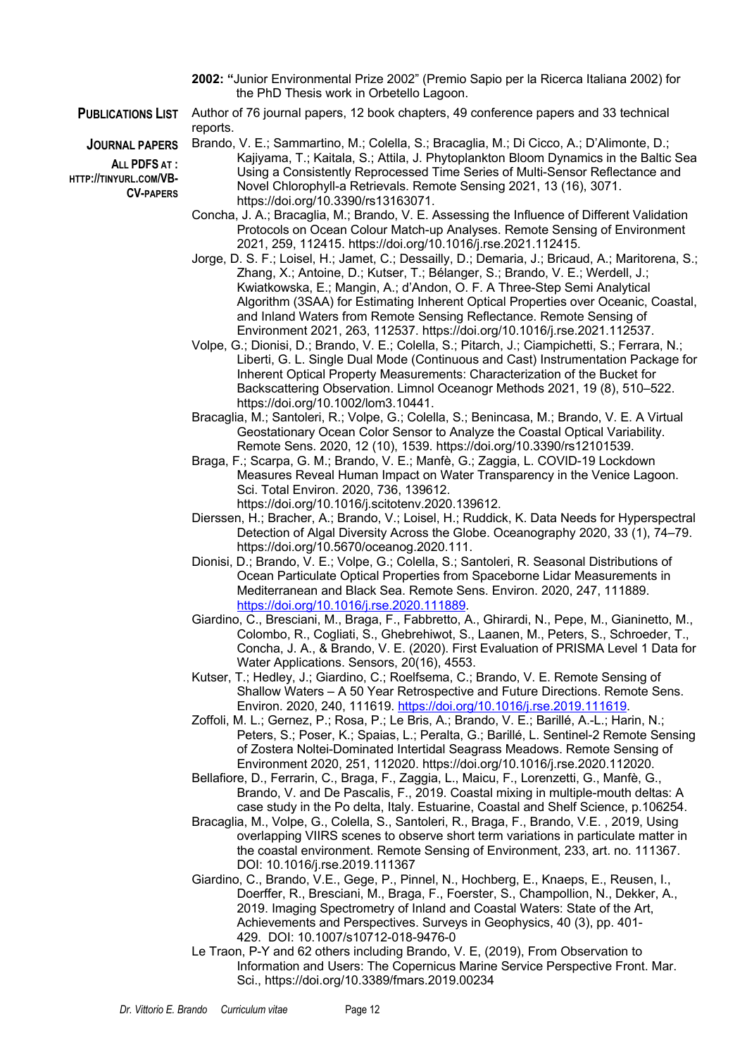**2002:** "Junior Environmental Prize 2002" (Premio Sapio per la Ricerca Italiana 2002) for the PhD Thesis work in Orbetello Lagoon.

## PUBLICATIONS LIST

Author of 76 journal papers, 12 book chapters, 49 conference papers and 33 technical reports.

### JOURNAL PAPERS

**ALL PDFS AT : HTTP://TINYURL.COM/VB-CV-PAPERS**

Brando, V. E.; Sammartino, M.; Colella, S.; Bracaglia, M.; Di Cicco, A.; D'Alimonte, D.; Kajiyama, T.; Kaitala, S.; Attila, J. Phytoplankton Bloom Dynamics in the Baltic Sea Using a Consistently Reprocessed Time Series of Multi-Sensor Reflectance and Novel Chlorophyll-a Retrievals. Remote Sensing 2021, 13 (16), 3071. https://doi.org/10.3390/rs13163071.

Concha, J. A.; Bracaglia, M.; Brando, V. E. Assessing the Influence of Different Validation Protocols on Ocean Colour Match-up Analyses. Remote Sensing of Environment 2021, 259, 112415. https://doi.org/10.1016/j.rse.2021.112415.

Jorge, D. S. F.; Loisel, H.; Jamet, C.; Dessailly, D.; Demaria, J.; Bricaud, A.; Maritorena, S.; Zhang, X.; Antoine, D.; Kutser, T.; Bélanger, S.; Brando, V. E.; Werdell, J.; Kwiatkowska, E.; Mangin, A.; d'Andon, O. F. A Three-Step Semi Analytical Algorithm (3SAA) for Estimating Inherent Optical Properties over Oceanic, Coastal, and Inland Waters from Remote Sensing Reflectance. Remote Sensing of Environment 2021, 263, 112537. https://doi.org/10.1016/j.rse.2021.112537.

Volpe, G.; Dionisi, D.; Brando, V. E.; Colella, S.; Pitarch, J.; Ciampichetti, S.; Ferrara, N.; Liberti, G. L. Single Dual Mode (Continuous and Cast) Instrumentation Package for Inherent Optical Property Measurements: Characterization of the Bucket for Backscattering Observation. Limnol Oceanogr Methods 2021, 19 (8), 510–522. https://doi.org/10.1002/lom3.10441.

Bracaglia, M.; Santoleri, R.; Volpe, G.; Colella, S.; Benincasa, M.; Brando, V. E. A Virtual Geostationary Ocean Color Sensor to Analyze the Coastal Optical Variability. Remote Sens. 2020, 12 (10), 1539. https://doi.org/10.3390/rs12101539.

Braga, F.; Scarpa, G. M.; Brando, V. E.; Manfè, G.; Zaggia, L. COVID-19 Lockdown Measures Reveal Human Impact on Water Transparency in the Venice Lagoon. Sci. Total Environ. 2020, 736, 139612. https://doi.org/10.1016/j.scitotenv.2020.139612.

Dierssen, H.; Bracher, A.; Brando, V.; Loisel, H.; Ruddick, K. Data Needs for Hyperspectral Detection of Algal Diversity Across the Globe. Oceanography 2020, 33 (1), 74–79. https://doi.org/10.5670/oceanog.2020.111.

Dionisi, D.; Brando, V. E.; Volpe, G.; Colella, S.; Santoleri, R. Seasonal Distributions of Ocean Particulate Optical Properties from Spaceborne Lidar Measurements in Mediterranean and Black Sea. Remote Sens. Environ. 2020, 247, 111889. https://doi.org/10.1016/j.rse.2020.111889.

Giardino, C., Bresciani, M., Braga, F., Fabbretto, A., Ghirardi, N., Pepe, M., Gianinetto, M., Colombo, R., Cogliati, S., Ghebrehiwot, S., Laanen, M., Peters, S., Schroeder, T., Concha, J. A., & Brando, V. E. (2020). First Evaluation of PRISMA Level 1 Data for Water Applications. Sensors, 20(16), 4553.

Kutser, T.; Hedley, J.; Giardino, C.; Roelfsema, C.; Brando, V. E. Remote Sensing of Shallow Waters – A 50 Year Retrospective and Future Directions. Remote Sens. Environ. 2020, 240, 111619. https://doi.org/10.1016/j.rse.2019.111619.

Zoffoli, M. L.; Gernez, P.; Rosa, P.; Le Bris, A.; Brando, V. E.; Barillé, A.-L.; Harin, N.; Peters, S.; Poser, K.; Spaias, L.; Peralta, G.; Barillé, L. Sentinel-2 Remote Sensing of Zostera Noltei-Dominated Intertidal Seagrass Meadows. Remote Sensing of Environment 2020, 251, 112020. https://doi.org/10.1016/j.rse.2020.112020.

Bellafiore, D., Ferrarin, C., Braga, F., Zaggia, L., Maicu, F., Lorenzetti, G., Manfè, G., Brando, V. and De Pascalis, F., 2019. Coastal mixing in multiple-mouth deltas: A case study in the Po delta, Italy. Estuarine, Coastal and Shelf Science, p.106254.

Bracaglia, M., Volpe, G., Colella, S., Santoleri, R., Braga, F., Brando, V.E. , 2019, Using overlapping VIIRS scenes to observe short term variations in particulate matter in the coastal environment. Remote Sensing of Environment, 233, art. no. 111367. DOI: 10.1016/j.rse.2019.111367

Giardino, C., Brando, V.E., Gege, P., Pinnel, N., Hochberg, E., Knaeps, E., Reusen, I., Doerffer, R., Bresciani, M., Braga, F., Foerster, S., Champollion, N., Dekker, A., 2019. Imaging Spectrometry of Inland and Coastal Waters: State of the Art, Achievements and Perspectives. Surveys in Geophysics, 40 (3), pp. 401-429. DOI: 10.1007/s10712-018-9476-0

Le Traon, P-Y and 62 others including Brando, V. E, (2019), From Observation to Information and Users: The Copernicus Marine Service Perspective Front. Mar. Sci., https://doi.org/10.3389/fmars.2019.00234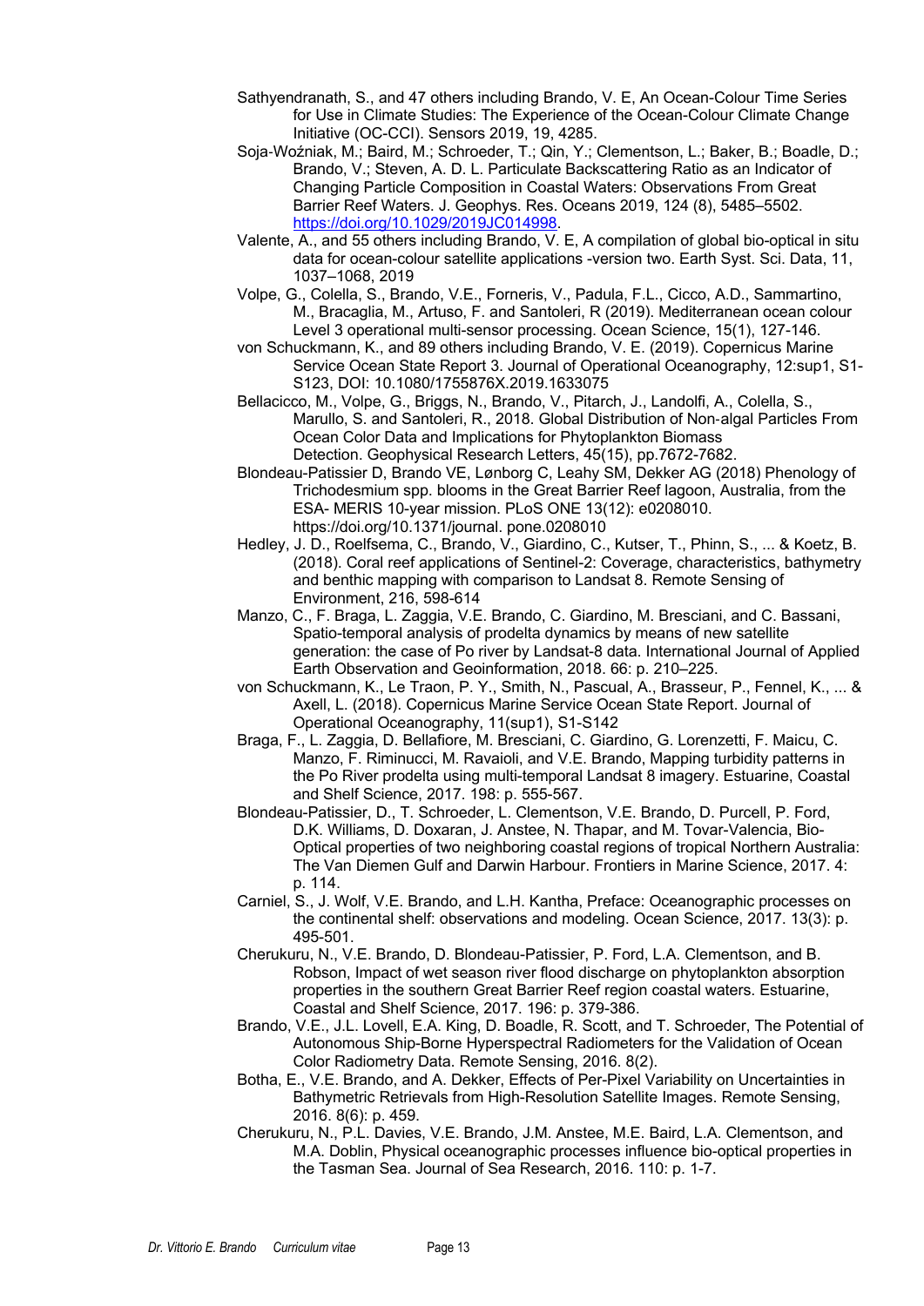Sathyendranath, S., and 47 others including Brando, V. E, An Ocean-Colour Time Series for Use in Climate Studies: The Experience of the Ocean-Colour Climate Change Initiative (OC-CCI). Sensors 2019, 19, 4285.

Soja-Woźniak, M.; Baird, M.; Schroeder, T.; Qin, Y.; Clementson, L.; Baker, B.; Boadle, D.; Brando, V.; Steven, A. D. L. Particulate Backscattering Ratio as an Indicator of Changing Particle Composition in Coastal Waters: Observations From Great Barrier Reef Waters. J. Geophys. Res. Oceans 2019, 124 (8), 5485–5502. https://doi.org/10.1029/2019JC014998.

Valente, A., and 55 others including Brando, V. E, A compilation of global bio-optical in situ data for ocean-colour satellite applications -version two. Earth Syst. Sci. Data, 11, 1037–1068, 2019

Volpe, G., Colella, S., Brando, V.E., Forneris, V., Padula, F.L., Cicco, A.D., Sammartino, M., Bracaglia, M., Artuso, F. and Santoleri, R (2019). Mediterranean ocean colour Level 3 operational multi-sensor processing. Ocean Science, 15(1), 127-146.

von Schuckmann, K., and 89 others including Brando, V. E. (2019). Copernicus Marine Service Ocean State Report 3. Journal of Operational Oceanography, 12:sup1, S1-S123, DOI: 10.1080/1755876X.2019.1633075

Bellacicco, M., Volpe, G., Briggs, N., Brando, V., Pitarch, J., Landolfi, A., Colella, S., Marullo, S. and Santoleri, R., 2018. Global Distribution of Non-algal Particles From Ocean Color Data and Implications for Phytoplankton Biomass Detection. Geophysical Research Letters, 45(15), pp.7672-7682.

Blondeau-Patissier D, Brando VE, Lønborg C, Leahy SM, Dekker AG (2018) Phenology of Trichodesmium spp. blooms in the Great Barrier Reef lagoon, Australia, from the ESA- MERIS 10-year mission. PLoS ONE 13(12): e0208010. https://doi.org/10.1371/journal. pone.0208010

Hedley, J. D., Roelfsema, C., Brando, V., Giardino, C., Kutser, T., Phinn, S., ... & Koetz, B. (2018). Coral reef applications of Sentinel-2: Coverage, characteristics, bathymetry and benthic mapping with comparison to Landsat 8. Remote Sensing of Environment, 216, 598-614

Manzo, C., F. Braga, L. Zaggia, V.E. Brando, C. Giardino, M. Bresciani, and C. Bassani, Spatio-temporal analysis of prodelta dynamics by means of new satellite generation: the case of Po river by Landsat-8 data. International Journal of Applied Earth Observation and Geoinformation, 2018. 66: p. 210–225.

von Schuckmann, K., Le Traon, P. Y., Smith, N., Pascual, A., Brasseur, P., Fennel, K., ... & Axell, L. (2018). Copernicus Marine Service Ocean State Report. Journal of Operational Oceanography, 11(sup1), S1-S142

Braga, F., L. Zaggia, D. Bellafiore, M. Bresciani, C. Giardino, G. Lorenzetti, F. Maicu, C. Manzo, F. Riminucci, M. Ravaioli, and V.E. Brando, Mapping turbidity patterns in the Po River prodelta using multi-temporal Landsat 8 imagery. Estuarine, Coastal and Shelf Science, 2017. 198: p. 555-567.

Blondeau-Patissier, D., T. Schroeder, L. Clementson, V.E. Brando, D. Purcell, P. Ford, D.K. Williams, D. Doxaran, J. Anstee, N. Thapar, and M. Tovar-Valencia, Bio-Optical properties of two neighboring coastal regions of tropical Northern Australia: The Van Diemen Gulf and Darwin Harbour. Frontiers in Marine Science, 2017. 4: p. 114.

Carniel, S., J. Wolf, V.E. Brando, and L.H. Kantha, Preface: Oceanographic processes on the continental shelf: observations and modeling. Ocean Science, 2017. 13(3): p. 495-501.

Cherukuru, N., V.E. Brando, D. Blondeau-Patissier, P. Ford, L.A. Clementson, and B. Robson, Impact of wet season river flood discharge on phytoplankton absorption properties in the southern Great Barrier Reef region coastal waters. Estuarine, Coastal and Shelf Science, 2017. 196: p. 379-386.

Brando, V.E., J.L. Lovell, E.A. King, D. Boadle, R. Scott, and T. Schroeder, The Potential of Autonomous Ship-Borne Hyperspectral Radiometers for the Validation of Ocean Color Radiometry Data. Remote Sensing, 2016. 8(2).

Botha, E., V.E. Brando, and A. Dekker, Effects of Per-Pixel Variability on Uncertainties in Bathymetric Retrievals from High-Resolution Satellite Images. Remote Sensing, 2016. 8(6): p. 459.

Cherukuru, N., P.L. Davies, V.E. Brando, J.M. Anstee, M.E. Baird, L.A. Clementson, and M.A. Doblin, Physical oceanographic processes influence bio-optical properties in the Tasman Sea. Journal of Sea Research, 2016. 110: p. 1-7.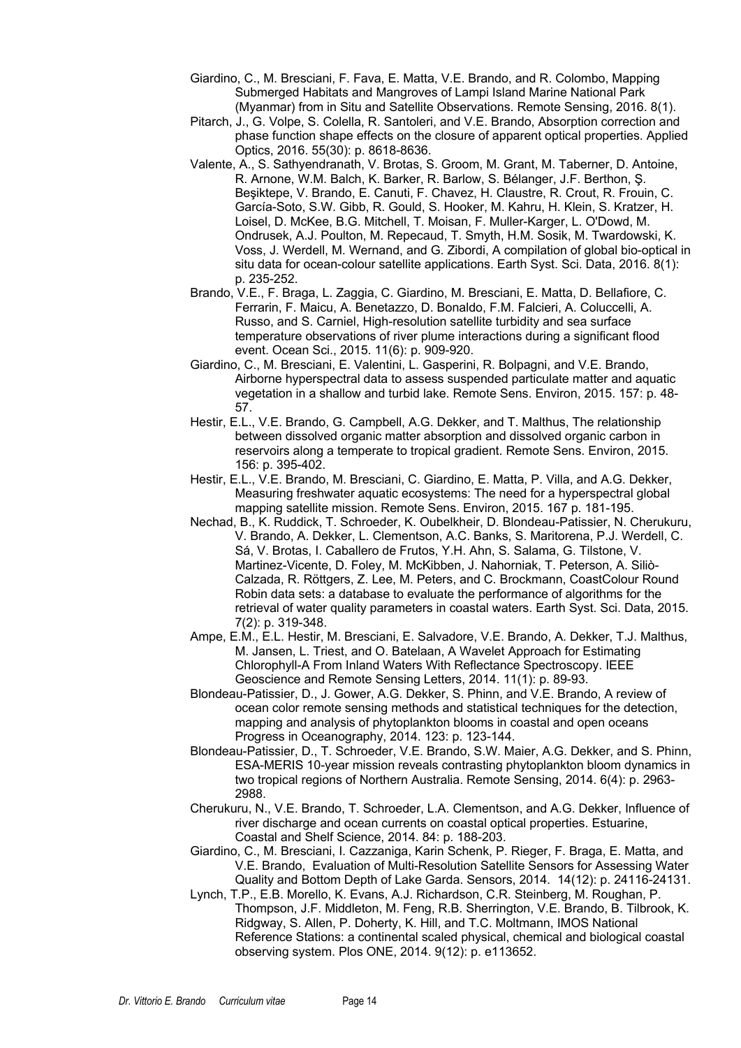Giardino, C., M. Bresciani, F. Fava, E. Matta, V.E. Brando, and R. Colombo, Mapping Submerged Habitats and Mangroves of Lampi Island Marine National Park (Myanmar) from in Situ and Satellite Observations. Remote Sensing, 2016. 8(1).

Pitarch, J., G. Volpe, S. Colella, R. Santoleri, and V.E. Brando, Absorption correction and phase function shape effects on the closure of apparent optical properties. Applied Optics, 2016. 55(30): p. 8618-8636.

Valente, A., S. Sathyendranath, V. Brotas, S. Groom, M. Grant, M. Taberner, D. Antoine, R. Arnone, W.M. Balch, K. Barker, R. Barlow, S. Bélanger, J.F. Berthon, Ş. Beşiktepe, V. Brando, E. Canuti, F. Chavez, H. Claustre, R. Crout, R. Frouin, C. García-Soto, S.W. Gibb, R. Gould, S. Hooker, M. Kahru, H. Klein, S. Kratzer, H. Loisel, D. McKee, B.G. Mitchell, T. Moisan, F. Muller-Karger, L. O'Dowd, M. Ondrusek, A.J. Poulton, M. Repecaud, T. Smyth, H.M. Sosik, M. Twardowski, K. Voss, J. Werdell, M. Wernand, and G. Zibordi, A compilation of global bio-optical in situ data for ocean-colour satellite applications. Earth Syst. Sci. Data, 2016. 8(1): p. 235-252.

Brando, V.E., F. Braga, L. Zaggia, C. Giardino, M. Bresciani, E. Matta, D. Bellafiore, C. Ferrarin, F. Maicu, A. Benetazzo, D. Bonaldo, F.M. Falcieri, A. Coluccelli, A. Russo, and S. Carniel, High-resolution satellite turbidity and sea surface temperature observations of river plume interactions during a significant flood event. Ocean Sci., 2015. 11(6): p. 909-920.

Giardino, C., M. Bresciani, E. Valentini, L. Gasperini, R. Bolpagni, and V.E. Brando, Airborne hyperspectral data to assess suspended particulate matter and aquatic vegetation in a shallow and turbid lake. Remote Sens. Environ, 2015. 157: p. 48-57.

Hestir, E.L., V.E. Brando, G. Campbell, A.G. Dekker, and T. Malthus, The relationship between dissolved organic matter absorption and dissolved organic carbon in reservoirs along a temperate to tropical gradient. Remote Sens. Environ, 2015. 156: p. 395-402.

Hestir, E.L., V.E. Brando, M. Bresciani, C. Giardino, E. Matta, P. Villa, and A.G. Dekker, Measuring freshwater aquatic ecosystems: The need for a hyperspectral global mapping satellite mission. Remote Sens. Environ, 2015. 167 p. 181-195.

Nechad, B., K. Ruddick, T. Schroeder, K. Oubelkheir, D. Blondeau-Patissier, N. Cherukuru, V. Brando, A. Dekker, L. Clementson, A.C. Banks, S. Maritorena, P.J. Werdell, C. Sá, V. Brotas, I. Caballero de Frutos, Y.H. Ahn, S. Salama, G. Tilstone, V. Martinez-Vicente, D. Foley, M. McKibben, J. Nahorniak, T. Peterson, A. Siliò-Calzada, R. Röttgers, Z. Lee, M. Peters, and C. Brockmann, CoastColour Round Robin data sets: a database to evaluate the performance of algorithms for the retrieval of water quality parameters in coastal waters. Earth Syst. Sci. Data, 2015. 7(2): p. 319-348.

Ampe, E.M., E.L. Hestir, M. Bresciani, E. Salvadore, V.E. Brando, A. Dekker, T.J. Malthus, M. Jansen, L. Triest, and O. Batelaan, A Wavelet Approach for Estimating Chlorophyll-A From Inland Waters With Reflectance Spectroscopy. IEEE Geoscience and Remote Sensing Letters, 2014. 11(1): p. 89-93.

Blondeau-Patissier, D., J. Gower, A.G. Dekker, S. Phinn, and V.E. Brando, A review of ocean color remote sensing methods and statistical techniques for the detection, mapping and analysis of phytoplankton blooms in coastal and open oceans Progress in Oceanography, 2014. 123: p. 123-144.

Blondeau-Patissier, D., T. Schroeder, V.E. Brando, S.W. Maier, A.G. Dekker, and S. Phinn, ESA-MERIS 10-year mission reveals contrasting phytoplankton bloom dynamics in two tropical regions of Northern Australia. Remote Sensing, 2014. 6(4): p. 2963-2988.

Cherukuru, N., V.E. Brando, T. Schroeder, L.A. Clementson, and A.G. Dekker, Influence of river discharge and ocean currents on coastal optical properties. Estuarine, Coastal and Shelf Science, 2014. 84: p. 188-203.

Giardino, C., M. Bresciani, I. Cazzaniga, Karin Schenk, P. Rieger, F. Braga, E. Matta, and V.E. Brando, Evaluation of Multi-Resolution Satellite Sensors for Assessing Water Quality and Bottom Depth of Lake Garda. Sensors, 2014. 14(12): p. 24116-24131.

Lynch, T.P., E.B. Morello, K. Evans, A.J. Richardson, C.R. Steinberg, M. Roughan, P. Thompson, J.F. Middleton, M. Feng, R.B. Sherrington, V.E. Brando, B. Tilbrook, K. Ridgway, S. Allen, P. Doherty, K. Hill, and T.C. Moltmann, IMOS National Reference Stations: a continental scaled physical, chemical and biological coastal observing system. Plos ONE, 2014. 9(12): p. e113652.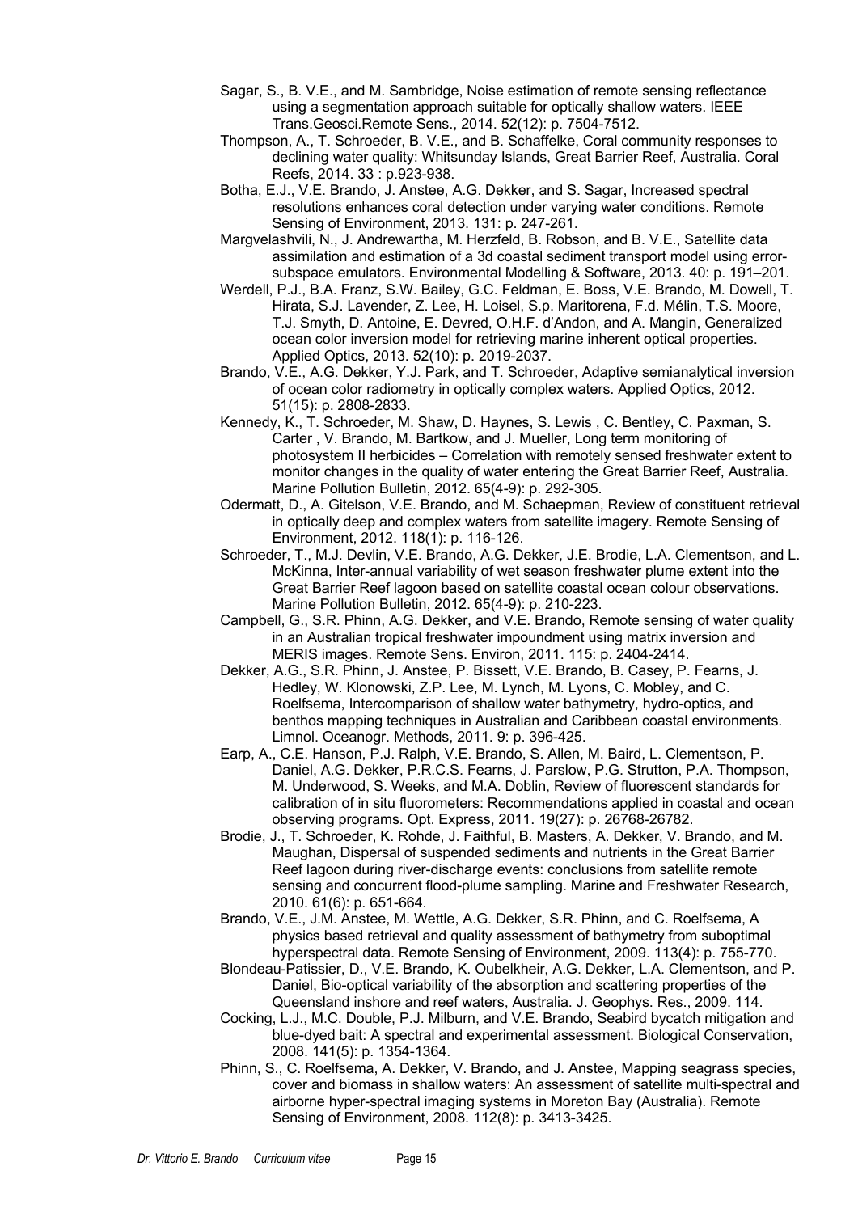Sagar, S., B. V.E., and M. Sambridge, Noise estimation of remote sensing reflectance using a segmentation approach suitable for optically shallow waters. IEEE Trans.Geosci.Remote Sens., 2014. 52(12): p. 7504-7512.

Thompson, A., T. Schroeder, B. V.E., and B. Schaffelke, Coral community responses to declining water quality: Whitsunday Islands, Great Barrier Reef, Australia. Coral Reefs, 2014. 33 : p.923-938.

Botha, E.J., V.E. Brando, J. Anstee, A.G. Dekker, and S. Sagar, Increased spectral resolutions enhances coral detection under varying water conditions. Remote Sensing of Environment, 2013. 131: p. 247-261.

Margvelashvili, N., J. Andrewartha, M. Herzfeld, B. Robson, and B. V.E., Satellite data assimilation and estimation of a 3d coastal sediment transport model using error-subspace emulators. Environmental Modelling & Software, 2013. 40: p. 191–201.

Werdell, P.J., B.A. Franz, S.W. Bailey, G.C. Feldman, E. Boss, V.E. Brando, M. Dowell, T. Hirata, S.J. Lavender, Z. Lee, H. Loisel, S.p. Maritorena, F.d. Mélin, T.S. Moore, T.J. Smyth, D. Antoine, E. Devred, O.H.F. d'Andon, and A. Mangin, Generalized ocean color inversion model for retrieving marine inherent optical properties. Applied Optics, 2013. 52(10): p. 2019-2037.

Brando, V.E., A.G. Dekker, Y.J. Park, and T. Schroeder, Adaptive semianalytical inversion of ocean color radiometry in optically complex waters. Applied Optics, 2012. 51(15): p. 2808-2833.

Kennedy, K., T. Schroeder, M. Shaw, D. Haynes, S. Lewis , C. Bentley, C. Paxman, S. Carter , V. Brando, M. Bartkow, and J. Mueller, Long term monitoring of photosystem II herbicides – Correlation with remotely sensed freshwater extent to monitor changes in the quality of water entering the Great Barrier Reef, Australia. Marine Pollution Bulletin, 2012. 65(4-9): p. 292-305.

Odermatt, D., A. Gitelson, V.E. Brando, and M. Schaepman, Review of constituent retrieval in optically deep and complex waters from satellite imagery. Remote Sensing of Environment, 2012. 118(1): p. 116-126.

Schroeder, T., M.J. Devlin, V.E. Brando, A.G. Dekker, J.E. Brodie, L.A. Clementson, and L. McKinna, Inter-annual variability of wet season freshwater plume extent into the Great Barrier Reef lagoon based on satellite coastal ocean colour observations. Marine Pollution Bulletin, 2012. 65(4-9): p. 210-223.

Campbell, G., S.R. Phinn, A.G. Dekker, and V.E. Brando, Remote sensing of water quality in an Australian tropical freshwater impoundment using matrix inversion and MERIS images. Remote Sens. Environ, 2011. 115: p. 2404-2414.

Dekker, A.G., S.R. Phinn, J. Anstee, P. Bissett, V.E. Brando, B. Casey, P. Fearns, J. Hedley, W. Klonowski, Z.P. Lee, M. Lynch, M. Lyons, C. Mobley, and C. Roelfsema, Intercomparison of shallow water bathymetry, hydro-optics, and benthos mapping techniques in Australian and Caribbean coastal environments. Limnol. Oceanogr. Methods, 2011. 9: p. 396-425.

Earp, A., C.E. Hanson, P.J. Ralph, V.E. Brando, S. Allen, M. Baird, L. Clementson, P. Daniel, A.G. Dekker, P.R.C.S. Fearns, J. Parslow, P.G. Strutton, P.A. Thompson, M. Underwood, S. Weeks, and M.A. Doblin, Review of fluorescent standards for calibration of in situ fluorometers: Recommendations applied in coastal and ocean observing programs. Opt. Express, 2011. 19(27): p. 26768-26782.

Brodie, J., T. Schroeder, K. Rohde, J. Faithful, B. Masters, A. Dekker, V. Brando, and M. Maughan, Dispersal of suspended sediments and nutrients in the Great Barrier Reef lagoon during river-discharge events: conclusions from satellite remote sensing and concurrent flood-plume sampling. Marine and Freshwater Research, 2010. 61(6): p. 651-664.

Brando, V.E., J.M. Anstee, M. Wettle, A.G. Dekker, S.R. Phinn, and C. Roelfsema, A physics based retrieval and quality assessment of bathymetry from suboptimal hyperspectral data. Remote Sensing of Environment, 2009. 113(4): p. 755-770.

Blondeau-Patissier, D., V.E. Brando, K. Oubelkheir, A.G. Dekker, L.A. Clementson, and P. Daniel, Bio-optical variability of the absorption and scattering properties of the Queensland inshore and reef waters, Australia. J. Geophys. Res., 2009. 114.

Cocking, L.J., M.C. Double, P.J. Milburn, and V.E. Brando, Seabird bycatch mitigation and blue-dyed bait: A spectral and experimental assessment. Biological Conservation, 2008. 141(5): p. 1354-1364.

Phinn, S., C. Roelfsema, A. Dekker, V. Brando, and J. Anstee, Mapping seagrass species, cover and biomass in shallow waters: An assessment of satellite multi-spectral and airborne hyper-spectral imaging systems in Moreton Bay (Australia). Remote Sensing of Environment, 2008. 112(8): p. 3413-3425.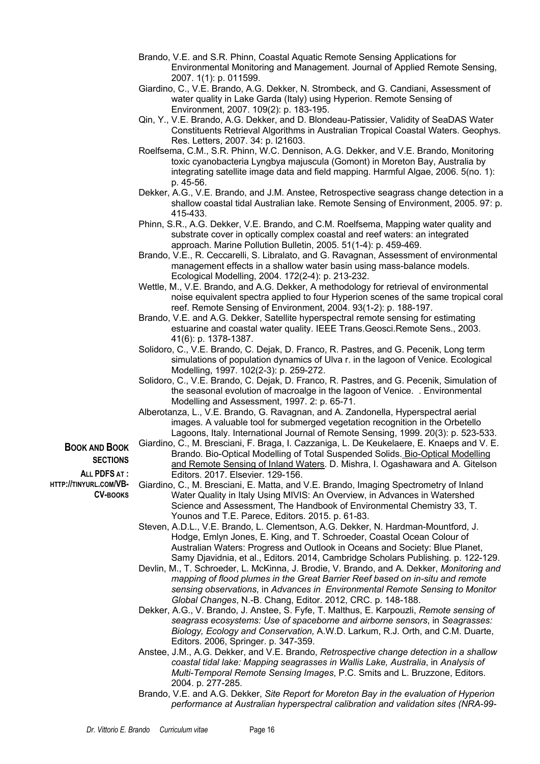- Brando, V.E. and S.R. Phinn, Coastal Aquatic Remote Sensing Applications for Environmental Monitoring and Management. Journal of Applied Remote Sensing, 2007. 1(1): p. 011599.
- Giardino, C., V.E. Brando, A.G. Dekker, N. Strombeck, and G. Candiani, Assessment of water quality in Lake Garda (Italy) using Hyperion. Remote Sensing of Environment, 2007. 109(2): p. 183-195.
- Qin, Y., V.E. Brando, A.G. Dekker, and D. Blondeau-Patissier, Validity of SeaDAS Water Constituents Retrieval Algorithms in Australian Tropical Coastal Waters. Geophys. Res. Letters, 2007. 34: p. l21603.
- Roelfsema, C.M., S.R. Phinn, W.C. Dennison, A.G. Dekker, and V.E. Brando, Monitoring toxic cyanobacteria Lyngbya majuscula (Gomont) in Moreton Bay, Australia by integrating satellite image data and field mapping. Harmful Algae, 2006. 5(no. 1): p. 45-56.
- Dekker, A.G., V.E. Brando, and J.M. Anstee, Retrospective seagrass change detection in a shallow coastal tidal Australian lake. Remote Sensing of Environment, 2005. 97: p. 415-433.
- Phinn, S.R., A.G. Dekker, V.E. Brando, and C.M. Roelfsema, Mapping water quality and substrate cover in optically complex coastal and reef waters: an integrated approach. Marine Pollution Bulletin, 2005. 51(1-4): p. 459-469.
- Brando, V.E., R. Ceccarelli, S. Libralato, and G. Ravagnan, Assessment of environmental management effects in a shallow water basin using mass-balance models. Ecological Modelling, 2004. 172(2-4): p. 213-232.
- Wettle, M., V.E. Brando, and A.G. Dekker, A methodology for retrieval of environmental noise equivalent spectra applied to four Hyperion scenes of the same tropical coral reef. Remote Sensing of Environment, 2004. 93(1-2): p. 188-197.
- Brando, V.E. and A.G. Dekker, Satellite hyperspectral remote sensing for estimating estuarine and coastal water quality. IEEE Trans.Geosci.Remote Sens., 2003. 41(6): p. 1378-1387.
- Solidoro, C., V.E. Brando, C. Dejak, D. Franco, R. Pastres, and G. Pecenik, Long term simulations of population dynamics of Ulva r. in the lagoon of Venice. Ecological Modelling, 1997. 102(2-3): p. 259-272.
- Solidoro, C., V.E. Brando, C. Dejak, D. Franco, R. Pastres, and G. Pecenik, Simulation of the seasonal evolution of macroalge in the lagoon of Venice. . Environmental Modelling and Assessment, 1997. 2: p. 65-71.
- Alberotanza, L., V.E. Brando, G. Ravagnan, and A. Zandonella, Hyperspectral aerial images. A valuable tool for submerged vegetation recognition in the Orbetello Lagoons, Italy. International Journal of Remote Sensing, 1999. 20(3): p. 523-533.

**BOOK AND BOOK SECTIONS**

**ALL PDFS AT : HTTP://TINYURL.COM/VB-CV-BOOKS**

- Giardino, C., M. Bresciani, F. Braga, I. Cazzaniga, L. De Keukelaere, E. Knaeps and V. E. Brando. Bio-Optical Modelling of Total Suspended Solids. <u>Bio-Optical Modelling and Remote Sensing of Inland Waters</u>. D. Mishra, I. Ogashawara and A. Gitelson Editors. 2017. Elsevier. 129-156.
- Giardino, C., M. Bresciani, E. Matta, and V.E. Brando, Imaging Spectrometry of Inland Water Quality in Italy Using MIVIS: An Overview, in Advances in Watershed Science and Assessment, The Handbook of Environmental Chemistry 33, T. Younos and T.E. Parece, Editors. 2015. p. 61-83.
- Steven, A.D.L., V.E. Brando, L. Clementson, A.G. Dekker, N. Hardman-Mountford, J. Hodge, Emlyn Jones, E. King, and T. Schroeder, Coastal Ocean Colour of Australian Waters: Progress and Outlook in Oceans and Society: Blue Planet, Samy Djavidnia, et al., Editors. 2014, Cambridge Scholars Publishing. p. 122-129.
- Devlin, M., T. Schroeder, L. McKinna, J. Brodie, V. Brando, and A. Dekker, *Monitoring and mapping of flood plumes in the Great Barrier Reef based on in-situ and remote sensing observations*, in *Advances in Environmental Remote Sensing to Monitor Global Changes*, N.-B. Chang, Editor. 2012, CRC. p. 148-188.
- Dekker, A.G., V. Brando, J. Anstee, S. Fyfe, T. Malthus, E. Karpouzli, *Remote sensing of seagrass ecosystems: Use of spaceborne and airborne sensors*, in *Seagrasses: Biology, Ecology and Conservation,* A.W.D. Larkum, R.J. Orth, and C.M. Duarte, Editors. 2006, Springer. p. 347-359.
- Anstee, J.M., A.G. Dekker, and V.E. Brando, *Retrospective change detection in a shallow coastal tidal lake: Mapping seagrasses in Wallis Lake, Australia*, in *Analysis of Multi-Temporal Remote Sensing Images*, P.C. Smits and L. Bruzzone, Editors. 2004. p. 277-285.
- Brando, V.E. and A.G. Dekker, *Site Report for Moreton Bay in the evaluation of Hyperion performance at Australian hyperspectral calibration and validation sites (NRA-99-*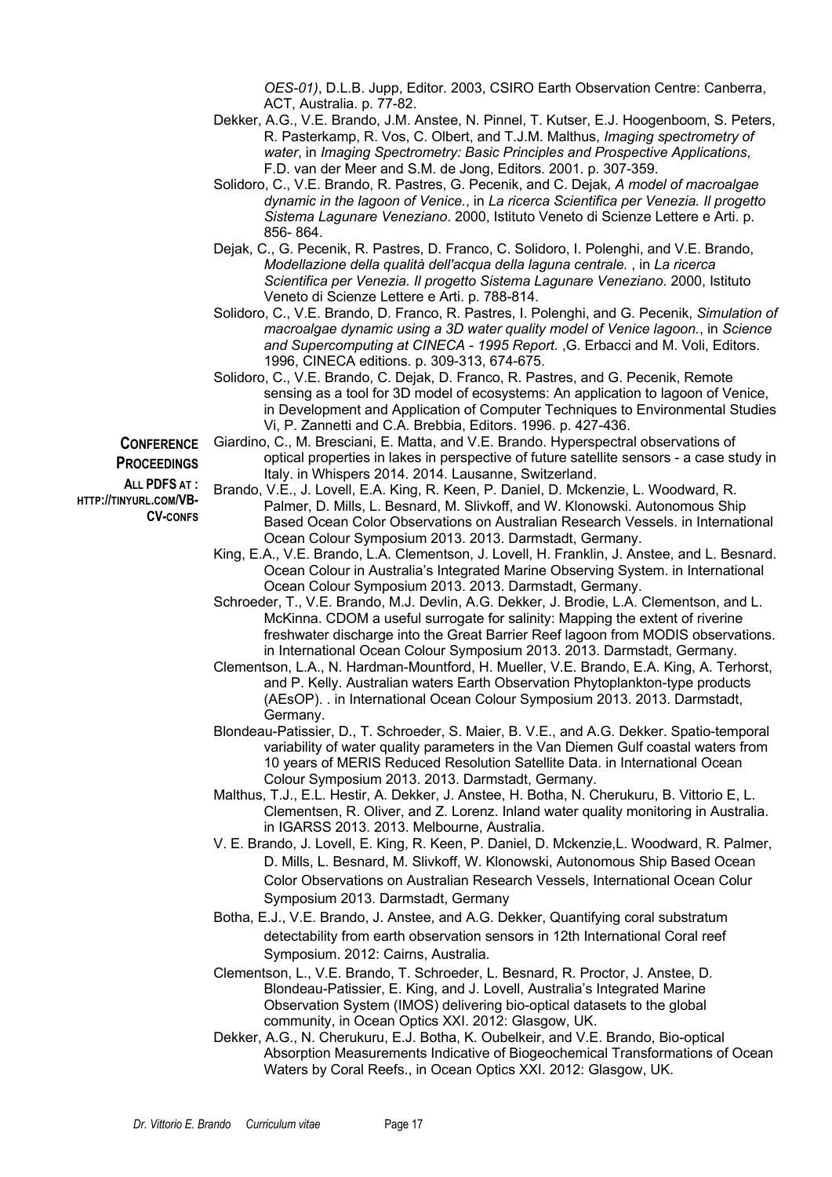*OES-01)*, D.L.B. Jupp, Editor. 2003, CSIRO Earth Observation Centre: Canberra, ACT, Australia. p. 77-82.

Dekker, A.G., V.E. Brando, J.M. Anstee, N. Pinnel, T. Kutser, E.J. Hoogenboom, S. Peters, R. Pasterkamp, R. Vos, C. Olbert, and T.J.M. Malthus, *Imaging spectrometry of water*, in *Imaging Spectrometry: Basic Principles and Prospective Applications*, F.D. van der Meer and S.M. de Jong, Editors. 2001. p. 307-359.

Solidoro, C., V.E. Brando, R. Pastres, G. Pecenik, and C. Dejak, *A model of macroalgae dynamic in the lagoon of Venice.*, in *La ricerca Scientifica per Venezia. Il progetto Sistema Lagunare Veneziano*. 2000, Istituto Veneto di Scienze Lettere e Arti. p. 856- 864.

Dejak, C., G. Pecenik, R. Pastres, D. Franco, C. Solidoro, I. Polenghi, and V.E. Brando, *Modellazione della qualità dell'acqua della laguna centrale.* , in *La ricerca Scientifica per Venezia. Il progetto Sistema Lagunare Veneziano*. 2000, Istituto Veneto di Scienze Lettere e Arti. p. 788-814.

Solidoro, C., V.E. Brando, D. Franco, R. Pastres, I. Polenghi, and G. Pecenik, *Simulation of macroalgae dynamic using a 3D water quality model of Venice lagoon.*, in *Science and Supercomputing at CINECA - 1995 Report*. ,G. Erbacci and M. Voli, Editors. 1996, CINECA editions. p. 309-313, 674-675.

Solidoro, C., V.E. Brando, C. Dejak, D. Franco, R. Pastres, and G. Pecenik, Remote sensing as a tool for 3D model of ecosystems: An application to lagoon of Venice, in Development and Application of Computer Techniques to Environmental Studies Vi, P. Zannetti and C.A. Brebbia, Editors. 1996. p. 427-436.

**CONFERENCE PROCEEDINGS**

**ALL PDFS AT : HTTP://TINYURL.COM/VB-CV-CONFS**

Giardino, C., M. Bresciani, E. Matta, and V.E. Brando. Hyperspectral observations of optical properties in lakes in perspective of future satellite sensors - a case study in Italy. in Whispers 2014. 2014. Lausanne, Switzerland.

Brando, V.E., J. Lovell, E.A. King, R. Keen, P. Daniel, D. Mckenzie, L. Woodward, R. Palmer, D. Mills, L. Besnard, M. Slivkoff, and W. Klonowski. Autonomous Ship Based Ocean Color Observations on Australian Research Vessels. in International Ocean Colour Symposium 2013. 2013. Darmstadt, Germany.

King, E.A., V.E. Brando, L.A. Clementson, J. Lovell, H. Franklin, J. Anstee, and L. Besnard. Ocean Colour in Australia's Integrated Marine Observing System. in International Ocean Colour Symposium 2013. 2013. Darmstadt, Germany.

Schroeder, T., V.E. Brando, M.J. Devlin, A.G. Dekker, J. Brodie, L.A. Clementson, and L. McKinna. CDOM a useful surrogate for salinity: Mapping the extent of riverine freshwater discharge into the Great Barrier Reef lagoon from MODIS observations. in International Ocean Colour Symposium 2013. 2013. Darmstadt, Germany.

Clementson, L.A., N. Hardman-Mountford, H. Mueller, V.E. Brando, E.A. King, A. Terhorst, and P. Kelly. Australian waters Earth Observation Phytoplankton-type products (AEsOP). . in International Ocean Colour Symposium 2013. 2013. Darmstadt, Germany.

Blondeau-Patissier, D., T. Schroeder, S. Maier, B. V.E., and A.G. Dekker. Spatio-temporal variability of water quality parameters in the Van Diemen Gulf coastal waters from 10 years of MERIS Reduced Resolution Satellite Data. in International Ocean Colour Symposium 2013. 2013. Darmstadt, Germany.

Malthus, T.J., E.L. Hestir, A. Dekker, J. Anstee, H. Botha, N. Cherukuru, B. Vittorio E, L. Clementsen, R. Oliver, and Z. Lorenz. Inland water quality monitoring in Australia. in IGARSS 2013. 2013. Melbourne, Australia.

V. E. Brando, J. Lovell, E. King, R. Keen, P. Daniel, D. Mckenzie,L. Woodward, R. Palmer, D. Mills, L. Besnard, M. Slivkoff, W. Klonowski, Autonomous Ship Based Ocean Color Observations on Australian Research Vessels, International Ocean Colur Symposium 2013. Darmstadt, Germany

Botha, E.J., V.E. Brando, J. Anstee, and A.G. Dekker, Quantifying coral substratum detectability from earth observation sensors in 12th International Coral reef Symposium. 2012: Cairns, Australia.

Clementson, L., V.E. Brando, T. Schroeder, L. Besnard, R. Proctor, J. Anstee, D. Blondeau-Patissier, E. King, and J. Lovell, Australia's Integrated Marine Observation System (IMOS) delivering bio-optical datasets to the global community, in Ocean Optics XXI. 2012: Glasgow, UK.

Dekker, A.G., N. Cherukuru, E.J. Botha, K. Oubelkeir, and V.E. Brando, Bio-optical Absorption Measurements Indicative of Biogeochemical Transformations of Ocean Waters by Coral Reefs., in Ocean Optics XXI. 2012: Glasgow, UK.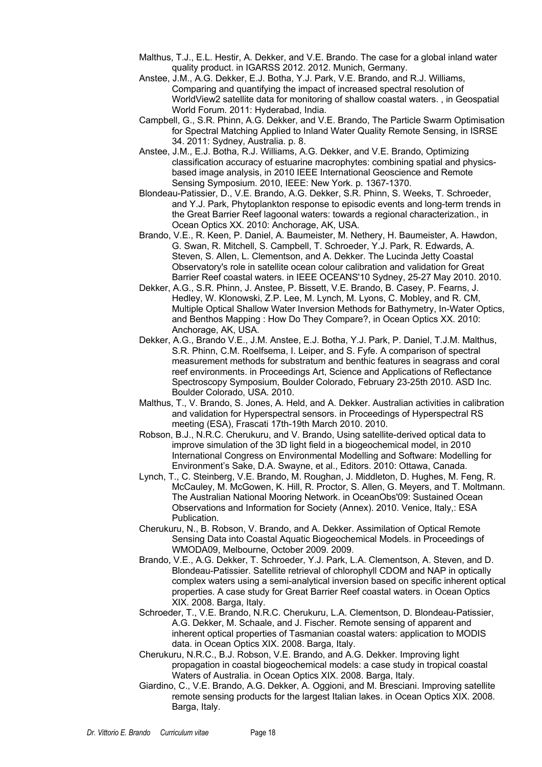Malthus, T.J., E.L. Hestir, A. Dekker, and V.E. Brando. The case for a global inland water quality product. in IGARSS 2012. 2012. Munich, Germany.

Anstee, J.M., A.G. Dekker, E.J. Botha, Y.J. Park, V.E. Brando, and R.J. Williams, Comparing and quantifying the impact of increased spectral resolution of WorldView2 satellite data for monitoring of shallow coastal waters. , in Geospatial World Forum. 2011: Hyderabad, India.

Campbell, G., S.R. Phinn, A.G. Dekker, and V.E. Brando, The Particle Swarm Optimisation for Spectral Matching Applied to Inland Water Quality Remote Sensing, in ISRSE 34. 2011: Sydney, Australia. p. 8.

Anstee, J.M., E.J. Botha, R.J. Williams, A.G. Dekker, and V.E. Brando, Optimizing classification accuracy of estuarine macrophytes: combining spatial and physics-based image analysis, in 2010 IEEE International Geoscience and Remote Sensing Symposium. 2010, IEEE: New York. p. 1367-1370.

Blondeau-Patissier, D., V.E. Brando, A.G. Dekker, S.R. Phinn, S. Weeks, T. Schroeder, and Y.J. Park, Phytoplankton response to episodic events and long-term trends in the Great Barrier Reef lagoonal waters: towards a regional characterization., in Ocean Optics XX. 2010: Anchorage, AK, USA.

Brando, V.E., R. Keen, P. Daniel, A. Baumeister, M. Nethery, H. Baumeister, A. Hawdon, G. Swan, R. Mitchell, S. Campbell, T. Schroeder, Y.J. Park, R. Edwards, A. Steven, S. Allen, L. Clementson, and A. Dekker. The Lucinda Jetty Coastal Observatory's role in satellite ocean colour calibration and validation for Great Barrier Reef coastal waters. in IEEE OCEANS'10 Sydney, 25-27 May 2010. 2010.

Dekker, A.G., S.R. Phinn, J. Anstee, P. Bissett, V.E. Brando, B. Casey, P. Fearns, J. Hedley, W. Klonowski, Z.P. Lee, M. Lynch, M. Lyons, C. Mobley, and R. CM, Multiple Optical Shallow Water Inversion Methods for Bathymetry, In-Water Optics, and Benthos Mapping : How Do They Compare?, in Ocean Optics XX. 2010: Anchorage, AK, USA.

Dekker, A.G., Brando V.E., J.M. Anstee, E.J. Botha, Y.J. Park, P. Daniel, T.J.M. Malthus, S.R. Phinn, C.M. Roelfsema, I. Leiper, and S. Fyfe. A comparison of spectral measurement methods for substratum and benthic features in seagrass and coral reef environments. in Proceedings Art, Science and Applications of Reflectance Spectroscopy Symposium, Boulder Colorado, February 23-25th 2010. ASD Inc. Boulder Colorado, USA. 2010.

Malthus, T., V. Brando, S. Jones, A. Held, and A. Dekker. Australian activities in calibration and validation for Hyperspectral sensors. in Proceedings of Hyperspectral RS meeting (ESA), Frascati 17th-19th March 2010. 2010.

Robson, B.J., N.R.C. Cherukuru, and V. Brando, Using satellite-derived optical data to improve simulation of the 3D light field in a biogeochemical model, in 2010 International Congress on Environmental Modelling and Software: Modelling for Environment's Sake, D.A. Swayne, et al., Editors. 2010: Ottawa, Canada.

Lynch, T., C. Steinberg, V.E. Brando, M. Roughan, J. Middleton, D. Hughes, M. Feng, R. McCauley, M. McGowen, K. Hill, R. Proctor, S. Allen, G. Meyers, and T. Moltmann. The Australian National Mooring Network. in OceanObs'09: Sustained Ocean Observations and Information for Society (Annex). 2010. Venice, Italy,: ESA Publication.

Cherukuru, N., B. Robson, V. Brando, and A. Dekker. Assimilation of Optical Remote Sensing Data into Coastal Aquatic Biogeochemical Models. in Proceedings of WMODA09, Melbourne, October 2009. 2009.

Brando, V.E., A.G. Dekker, T. Schroeder, Y.J. Park, L.A. Clementson, A. Steven, and D. Blondeau-Patissier. Satellite retrieval of chlorophyll CDOM and NAP in optically complex waters using a semi-analytical inversion based on specific inherent optical properties. A case study for Great Barrier Reef coastal waters. in Ocean Optics XIX. 2008. Barga, Italy.

Schroeder, T., V.E. Brando, N.R.C. Cherukuru, L.A. Clementson, D. Blondeau-Patissier, A.G. Dekker, M. Schaale, and J. Fischer. Remote sensing of apparent and inherent optical properties of Tasmanian coastal waters: application to MODIS data. in Ocean Optics XIX. 2008. Barga, Italy.

Cherukuru, N.R.C., B.J. Robson, V.E. Brando, and A.G. Dekker. Improving light propagation in coastal biogeochemical models: a case study in tropical coastal Waters of Australia. in Ocean Optics XIX. 2008. Barga, Italy.

Giardino, C., V.E. Brando, A.G. Dekker, A. Oggioni, and M. Bresciani. Improving satellite remote sensing products for the largest Italian lakes. in Ocean Optics XIX. 2008. Barga, Italy.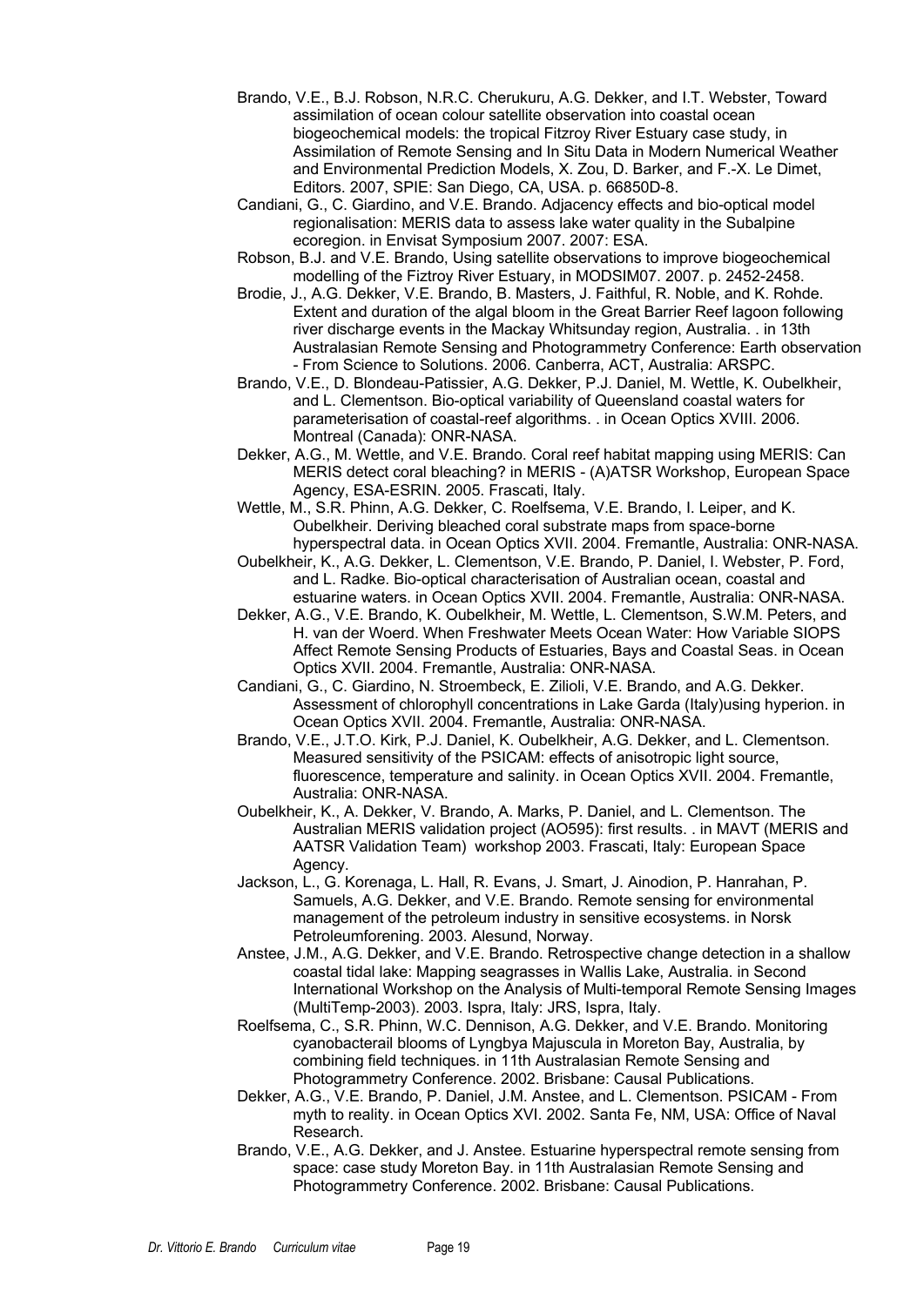Brando, V.E., B.J. Robson, N.R.C. Cherukuru, A.G. Dekker, and I.T. Webster, Toward assimilation of ocean colour satellite observation into coastal ocean biogeochemical models: the tropical Fitzroy River Estuary case study, in Assimilation of Remote Sensing and In Situ Data in Modern Numerical Weather and Environmental Prediction Models, X. Zou, D. Barker, and F.-X. Le Dimet, Editors. 2007, SPIE: San Diego, CA, USA. p. 66850D-8.

Candiani, G., C. Giardino, and V.E. Brando. Adjacency effects and bio-optical model regionalisation: MERIS data to assess lake water quality in the Subalpine ecoregion. in Envisat Symposium 2007. 2007: ESA.

Robson, B.J. and V.E. Brando, Using satellite observations to improve biogeochemical modelling of the Fiztroy River Estuary, in MODSIM07. 2007. p. 2452-2458.

Brodie, J., A.G. Dekker, V.E. Brando, B. Masters, J. Faithful, R. Noble, and K. Rohde. Extent and duration of the algal bloom in the Great Barrier Reef lagoon following river discharge events in the Mackay Whitsunday region, Australia. . in 13th Australasian Remote Sensing and Photogrammetry Conference: Earth observation - From Science to Solutions. 2006. Canberra, ACT, Australia: ARSPC.

Brando, V.E., D. Blondeau-Patissier, A.G. Dekker, P.J. Daniel, M. Wettle, K. Oubelkheir, and L. Clementson. Bio-optical variability of Queensland coastal waters for parameterisation of coastal-reef algorithms. . in Ocean Optics XVIII. 2006. Montreal (Canada): ONR-NASA.

Dekker, A.G., M. Wettle, and V.E. Brando. Coral reef habitat mapping using MERIS: Can MERIS detect coral bleaching? in MERIS - (A)ATSR Workshop, European Space Agency, ESA-ESRIN. 2005. Frascati, Italy.

Wettle, M., S.R. Phinn, A.G. Dekker, C. Roelfsema, V.E. Brando, I. Leiper, and K. Oubelkheir. Deriving bleached coral substrate maps from space-borne hyperspectral data. in Ocean Optics XVII. 2004. Fremantle, Australia: ONR-NASA.

Oubelkheir, K., A.G. Dekker, L. Clementson, V.E. Brando, P. Daniel, I. Webster, P. Ford, and L. Radke. Bio-optical characterisation of Australian ocean, coastal and estuarine waters. in Ocean Optics XVII. 2004. Fremantle, Australia: ONR-NASA.

Dekker, A.G., V.E. Brando, K. Oubelkheir, M. Wettle, L. Clementson, S.W.M. Peters, and H. van der Woerd. When Freshwater Meets Ocean Water: How Variable SIOPS Affect Remote Sensing Products of Estuaries, Bays and Coastal Seas. in Ocean Optics XVII. 2004. Fremantle, Australia: ONR-NASA.

Candiani, G., C. Giardino, N. Stroembeck, E. Zilioli, V.E. Brando, and A.G. Dekker. Assessment of chlorophyll concentrations in Lake Garda (Italy)using hyperion. in Ocean Optics XVII. 2004. Fremantle, Australia: ONR-NASA.

Brando, V.E., J.T.O. Kirk, P.J. Daniel, K. Oubelkheir, A.G. Dekker, and L. Clementson. Measured sensitivity of the PSICAM: effects of anisotropic light source, fluorescence, temperature and salinity. in Ocean Optics XVII. 2004. Fremantle, Australia: ONR-NASA.

Oubelkheir, K., A. Dekker, V. Brando, A. Marks, P. Daniel, and L. Clementson. The Australian MERIS validation project (AO595): first results. . in MAVT (MERIS and AATSR Validation Team) workshop 2003. Frascati, Italy: European Space Agency.

Jackson, L., G. Korenaga, L. Hall, R. Evans, J. Smart, J. Ainodion, P. Hanrahan, P. Samuels, A.G. Dekker, and V.E. Brando. Remote sensing for environmental management of the petroleum industry in sensitive ecosystems. in Norsk Petroleumforening. 2003. Alesund, Norway.

Anstee, J.M., A.G. Dekker, and V.E. Brando. Retrospective change detection in a shallow coastal tidal lake: Mapping seagrasses in Wallis Lake, Australia. in Second International Workshop on the Analysis of Multi-temporal Remote Sensing Images (MultiTemp-2003). 2003. Ispra, Italy: JRS, Ispra, Italy.

Roelfsema, C., S.R. Phinn, W.C. Dennison, A.G. Dekker, and V.E. Brando. Monitoring cyanobacterail blooms of Lyngbya Majuscula in Moreton Bay, Australia, by combining field techniques. in 11th Australasian Remote Sensing and Photogrammetry Conference. 2002. Brisbane: Causal Publications.

Dekker, A.G., V.E. Brando, P. Daniel, J.M. Anstee, and L. Clementson. PSICAM - From myth to reality. in Ocean Optics XVI. 2002. Santa Fe, NM, USA: Office of Naval Research.

Brando, V.E., A.G. Dekker, and J. Anstee. Estuarine hyperspectral remote sensing from space: case study Moreton Bay. in 11th Australasian Remote Sensing and Photogrammetry Conference. 2002. Brisbane: Causal Publications.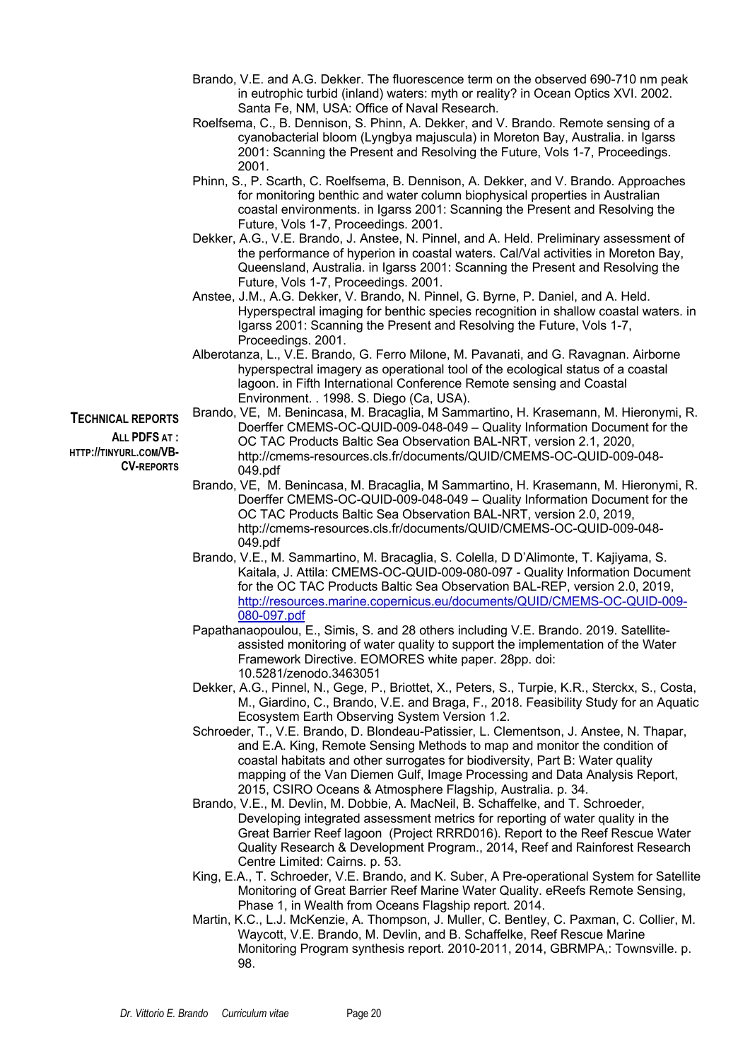Brando, V.E. and A.G. Dekker. The fluorescence term on the observed 690-710 nm peak in eutrophic turbid (inland) waters: myth or reality? in Ocean Optics XVI. 2002. Santa Fe, NM, USA: Office of Naval Research.

Roelfsema, C., B. Dennison, S. Phinn, A. Dekker, and V. Brando. Remote sensing of a cyanobacterial bloom (Lyngbya majuscula) in Moreton Bay, Australia. in Igarss 2001: Scanning the Present and Resolving the Future, Vols 1-7, Proceedings. 2001.

Phinn, S., P. Scarth, C. Roelfsema, B. Dennison, A. Dekker, and V. Brando. Approaches for monitoring benthic and water column biophysical properties in Australian coastal environments. in Igarss 2001: Scanning the Present and Resolving the Future, Vols 1-7, Proceedings. 2001.

Dekker, A.G., V.E. Brando, J. Anstee, N. Pinnel, and A. Held. Preliminary assessment of the performance of hyperion in coastal waters. Cal/Val activities in Moreton Bay, Queensland, Australia. in Igarss 2001: Scanning the Present and Resolving the Future, Vols 1-7, Proceedings. 2001.

Anstee, J.M., A.G. Dekker, V. Brando, N. Pinnel, G. Byrne, P. Daniel, and A. Held. Hyperspectral imaging for benthic species recognition in shallow coastal waters. in Igarss 2001: Scanning the Present and Resolving the Future, Vols 1-7, Proceedings. 2001.

Alberotanza, L., V.E. Brando, G. Ferro Milone, M. Pavanati, and G. Ravagnan. Airborne hyperspectral imagery as operational tool of the ecological status of a coastal lagoon. in Fifth International Conference Remote sensing and Coastal Environment. . 1998. S. Diego (Ca, USA).

## Technical Reports

**All PDFs at : http://tinyurl.com/VB-CV-reports**

Brando, VE, M. Benincasa, M. Bracaglia, M Sammartino, H. Krasemann, M. Hieronymi, R. Doerffer CMEMS-OC-QUID-009-048-049 – Quality Information Document for the OC TAC Products Baltic Sea Observation BAL-NRT, version 2.1, 2020, http://cmems-resources.cls.fr/documents/QUID/CMEMS-OC-QUID-009-048-049.pdf

Brando, VE, M. Benincasa, M. Bracaglia, M Sammartino, H. Krasemann, M. Hieronymi, R. Doerffer CMEMS-OC-QUID-009-048-049 – Quality Information Document for the OC TAC Products Baltic Sea Observation BAL-NRT, version 2.0, 2019, http://cmems-resources.cls.fr/documents/QUID/CMEMS-OC-QUID-009-048-049.pdf

Brando, V.E., M. Sammartino, M. Bracaglia, S. Colella, D D'Alimonte, T. Kajiyama, S. Kaitala, J. Attila: CMEMS-OC-QUID-009-080-097 - Quality Information Document for the OC TAC Products Baltic Sea Observation BAL-REP, version 2.0, 2019, http://resources.marine.copernicus.eu/documents/QUID/CMEMS-OC-QUID-009-080-097.pdf

Papathanaopoulou, E., Simis, S. and 28 others including V.E. Brando. 2019. Satellite-assisted monitoring of water quality to support the implementation of the Water Framework Directive. EOMORES white paper. 28pp. doi: 10.5281/zenodo.3463051

Dekker, A.G., Pinnel, N., Gege, P., Briottet, X., Peters, S., Turpie, K.R., Sterckx, S., Costa, M., Giardino, C., Brando, V.E. and Braga, F., 2018. Feasibility Study for an Aquatic Ecosystem Earth Observing System Version 1.2.

Schroeder, T., V.E. Brando, D. Blondeau-Patissier, L. Clementson, J. Anstee, N. Thapar, and E.A. King, Remote Sensing Methods to map and monitor the condition of coastal habitats and other surrogates for biodiversity, Part B: Water quality mapping of the Van Diemen Gulf, Image Processing and Data Analysis Report, 2015, CSIRO Oceans & Atmosphere Flagship, Australia. p. 34.

Brando, V.E., M. Devlin, M. Dobbie, A. MacNeil, B. Schaffelke, and T. Schroeder, Developing integrated assessment metrics for reporting of water quality in the Great Barrier Reef lagoon (Project RRRD016). Report to the Reef Rescue Water Quality Research & Development Program., 2014, Reef and Rainforest Research Centre Limited: Cairns. p. 53.

King, E.A., T. Schroeder, V.E. Brando, and K. Suber, A Pre-operational System for Satellite Monitoring of Great Barrier Reef Marine Water Quality. eReefs Remote Sensing, Phase 1, in Wealth from Oceans Flagship report. 2014.

Martin, K.C., L.J. McKenzie, A. Thompson, J. Muller, C. Bentley, C. Paxman, C. Collier, M. Waycott, V.E. Brando, M. Devlin, and B. Schaffelke, Reef Rescue Marine Monitoring Program synthesis report. 2010-2011, 2014, GBRMPA,: Townsville. p. 98.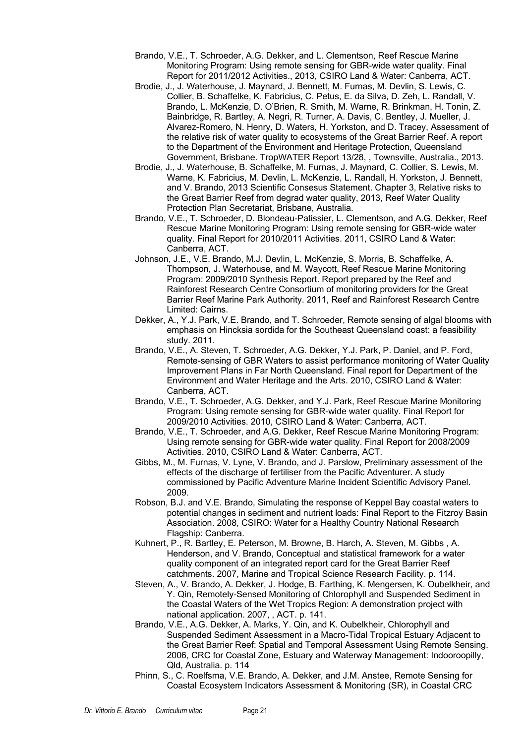Brando, V.E., T. Schroeder, A.G. Dekker, and L. Clementson, Reef Rescue Marine Monitoring Program: Using remote sensing for GBR-wide water quality. Final Report for 2011/2012 Activities., 2013, CSIRO Land & Water: Canberra, ACT.

Brodie, J., J. Waterhouse, J. Maynard, J. Bennett, M. Furnas, M. Devlin, S. Lewis, C. Collier, B. Schaffelke, K. Fabricius, C. Petus, E. da Silva, D. Zeh, L. Randall, V. Brando, L. McKenzie, D. O'Brien, R. Smith, M. Warne, R. Brinkman, H. Tonin, Z. Bainbridge, R. Bartley, A. Negri, R. Turner, A. Davis, C. Bentley, J. Mueller, J. Alvarez-Romero, N. Henry, D. Waters, H. Yorkston, and D. Tracey, Assessment of the relative risk of water quality to ecosystems of the Great Barrier Reef. A report to the Department of the Environment and Heritage Protection, Queensland Government, Brisbane. TropWATER Report 13/28, , Townsville, Australia., 2013.

Brodie, J., J. Waterhouse, B. Schaffelke, M. Furnas, J. Maynard, C. Collier, S. Lewis, M. Warne, K. Fabricius, M. Devlin, L. McKenzie, L. Randall, H. Yorkston, J. Bennett, and V. Brando, 2013 Scientific Consesus Statement. Chapter 3, Relative risks to the Great Barrier Reef from degrad water quality, 2013, Reef Water Quality Protection Plan Secretariat, Brisbane, Australia.

Brando, V.E., T. Schroeder, D. Blondeau-Patissier, L. Clementson, and A.G. Dekker, Reef Rescue Marine Monitoring Program: Using remote sensing for GBR-wide water quality. Final Report for 2010/2011 Activities. 2011, CSIRO Land & Water: Canberra, ACT.

Johnson, J.E., V.E. Brando, M.J. Devlin, L. McKenzie, S. Morris, B. Schaffelke, A. Thompson, J. Waterhouse, and M. Waycott, Reef Rescue Marine Monitoring Program: 2009/2010 Synthesis Report. Report prepared by the Reef and Rainforest Research Centre Consortium of monitoring providers for the Great Barrier Reef Marine Park Authority. 2011, Reef and Rainforest Research Centre Limited: Cairns.

Dekker, A., Y.J. Park, V.E. Brando, and T. Schroeder, Remote sensing of algal blooms with emphasis on Hincksia sordida for the Southeast Queensland coast: a feasibility study. 2011.

Brando, V.E., A. Steven, T. Schroeder, A.G. Dekker, Y.J. Park, P. Daniel, and P. Ford, Remote-sensing of GBR Waters to assist performance monitoring of Water Quality Improvement Plans in Far North Queensland. Final report for Department of the Environment and Water Heritage and the Arts. 2010, CSIRO Land & Water: Canberra, ACT.

Brando, V.E., T. Schroeder, A.G. Dekker, and Y.J. Park, Reef Rescue Marine Monitoring Program: Using remote sensing for GBR-wide water quality. Final Report for 2009/2010 Activities. 2010, CSIRO Land & Water: Canberra, ACT.

Brando, V.E., T. Schroeder, and A.G. Dekker, Reef Rescue Marine Monitoring Program: Using remote sensing for GBR-wide water quality. Final Report for 2008/2009 Activities. 2010, CSIRO Land & Water: Canberra, ACT.

Gibbs, M., M. Furnas, V. Lyne, V. Brando, and J. Parslow, Preliminary assessment of the effects of the discharge of fertiliser from the Pacific Adventurer. A study commissioned by Pacific Adventure Marine Incident Scientific Advisory Panel. 2009.

Robson, B.J. and V.E. Brando, Simulating the response of Keppel Bay coastal waters to potential changes in sediment and nutrient loads: Final Report to the Fitzroy Basin Association. 2008, CSIRO: Water for a Healthy Country National Research Flagship: Canberra.

Kuhnert, P., R. Bartley, E. Peterson, M. Browne, B. Harch, A. Steven, M. Gibbs , A. Henderson, and V. Brando, Conceptual and statistical framework for a water quality component of an integrated report card for the Great Barrier Reef catchments. 2007, Marine and Tropical Science Research Facility. p. 114.

Steven, A., V. Brando, A. Dekker, J. Hodge, B. Farthing, K. Mengersen, K. Oubelkheir, and Y. Qin, Remotely-Sensed Monitoring of Chlorophyll and Suspended Sediment in the Coastal Waters of the Wet Tropics Region: A demonstration project with national application. 2007, , ACT. p. 141.

Brando, V.E., A.G. Dekker, A. Marks, Y. Qin, and K. Oubelkheir, Chlorophyll and Suspended Sediment Assessment in a Macro-Tidal Tropical Estuary Adjacent to the Great Barrier Reef: Spatial and Temporal Assessment Using Remote Sensing. 2006, CRC for Coastal Zone, Estuary and Waterway Management: Indooroopilly, Qld, Australia. p. 114

Phinn, S., C. Roelfsma, V.E. Brando, A. Dekker, and J.M. Anstee, Remote Sensing for Coastal Ecosystem Indicators Assessment & Monitoring (SR), in Coastal CRC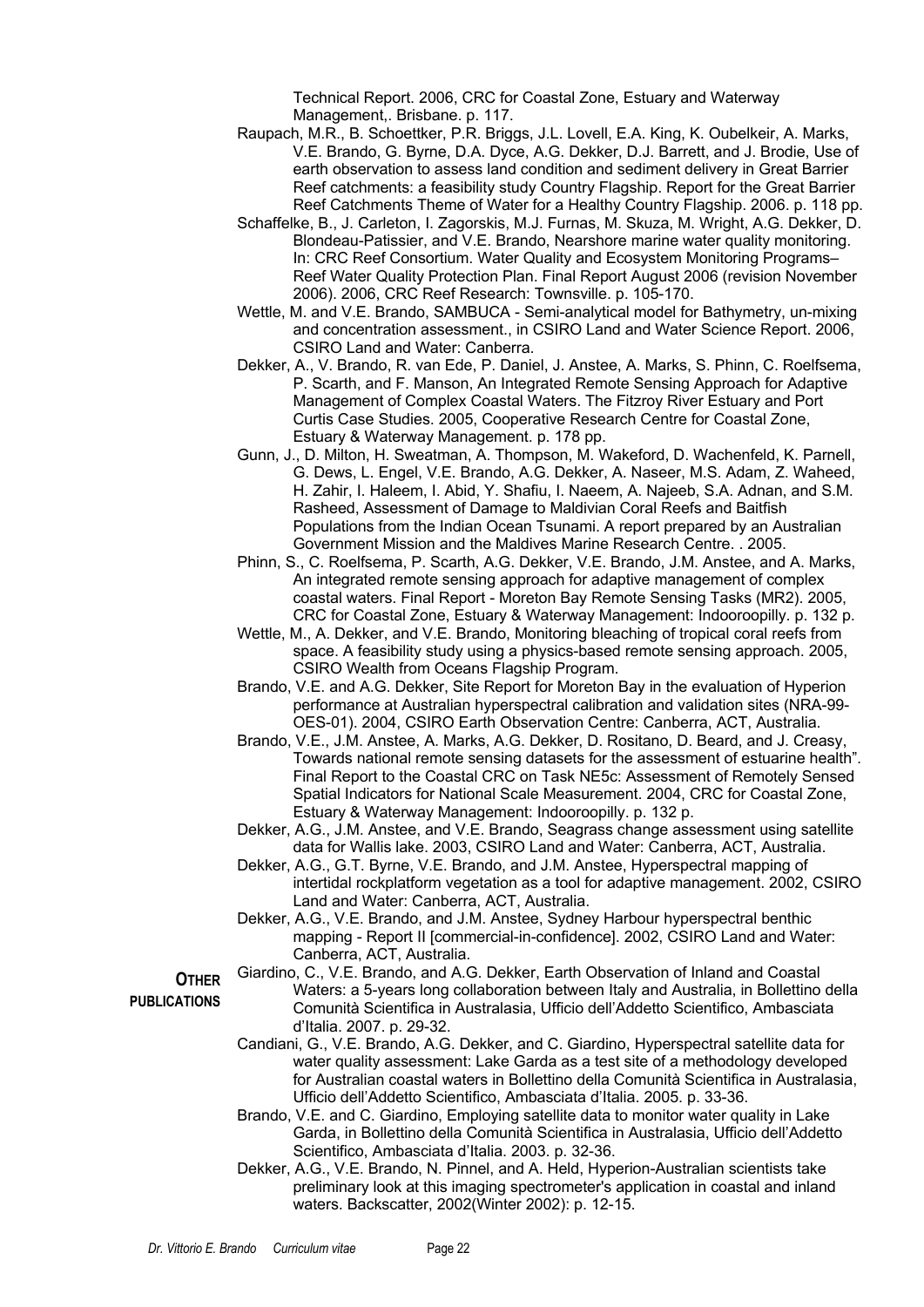Technical Report. 2006, CRC for Coastal Zone, Estuary and Waterway Management,. Brisbane. p. 117.

Raupach, M.R., B. Schoettker, P.R. Briggs, J.L. Lovell, E.A. King, K. Oubelkeir, A. Marks, V.E. Brando, G. Byrne, D.A. Dyce, A.G. Dekker, D.J. Barrett, and J. Brodie, Use of earth observation to assess land condition and sediment delivery in Great Barrier Reef catchments: a feasibility study Country Flagship. Report for the Great Barrier Reef Catchments Theme of Water for a Healthy Country Flagship. 2006. p. 118 pp.

Schaffelke, B., J. Carleton, I. Zagorskis, M.J. Furnas, M. Skuza, M. Wright, A.G. Dekker, D. Blondeau-Patissier, and V.E. Brando, Nearshore marine water quality monitoring. In: CRC Reef Consortium. Water Quality and Ecosystem Monitoring Programs– Reef Water Quality Protection Plan. Final Report August 2006 (revision November 2006). 2006, CRC Reef Research: Townsville. p. 105-170.

Wettle, M. and V.E. Brando, SAMBUCA - Semi-analytical model for Bathymetry, un-mixing and concentration assessment., in CSIRO Land and Water Science Report. 2006, CSIRO Land and Water: Canberra.

Dekker, A., V. Brando, R. van Ede, P. Daniel, J. Anstee, A. Marks, S. Phinn, C. Roelfsema, P. Scarth, and F. Manson, An Integrated Remote Sensing Approach for Adaptive Management of Complex Coastal Waters. The Fitzroy River Estuary and Port Curtis Case Studies. 2005, Cooperative Research Centre for Coastal Zone, Estuary & Waterway Management. p. 178 pp.

Gunn, J., D. Milton, H. Sweatman, A. Thompson, M. Wakeford, D. Wachenfeld, K. Parnell, G. Dews, L. Engel, V.E. Brando, A.G. Dekker, A. Naseer, M.S. Adam, Z. Waheed, H. Zahir, I. Haleem, I. Abid, Y. Shafiu, I. Naeem, A. Najeeb, S.A. Adnan, and S.M. Rasheed, Assessment of Damage to Maldivian Coral Reefs and Baitfish Populations from the Indian Ocean Tsunami. A report prepared by an Australian Government Mission and the Maldives Marine Research Centre. . 2005.

Phinn, S., C. Roelfsema, P. Scarth, A.G. Dekker, V.E. Brando, J.M. Anstee, and A. Marks, An integrated remote sensing approach for adaptive management of complex coastal waters. Final Report - Moreton Bay Remote Sensing Tasks (MR2). 2005, CRC for Coastal Zone, Estuary & Waterway Management: Indooroopilly. p. 132 p.

Wettle, M., A. Dekker, and V.E. Brando, Monitoring bleaching of tropical coral reefs from space. A feasibility study using a physics-based remote sensing approach. 2005, CSIRO Wealth from Oceans Flagship Program.

Brando, V.E. and A.G. Dekker, Site Report for Moreton Bay in the evaluation of Hyperion performance at Australian hyperspectral calibration and validation sites (NRA-99-OES-01). 2004, CSIRO Earth Observation Centre: Canberra, ACT, Australia.

Brando, V.E., J.M. Anstee, A. Marks, A.G. Dekker, D. Rositano, D. Beard, and J. Creasy, Towards national remote sensing datasets for the assessment of estuarine health". Final Report to the Coastal CRC on Task NE5c: Assessment of Remotely Sensed Spatial Indicators for National Scale Measurement. 2004, CRC for Coastal Zone, Estuary & Waterway Management: Indooroopilly. p. 132 p.

Dekker, A.G., J.M. Anstee, and V.E. Brando, Seagrass change assessment using satellite data for Wallis lake. 2003, CSIRO Land and Water: Canberra, ACT, Australia.

Dekker, A.G., G.T. Byrne, V.E. Brando, and J.M. Anstee, Hyperspectral mapping of intertidal rockplatform vegetation as a tool for adaptive management. 2002, CSIRO Land and Water: Canberra, ACT, Australia.

Dekker, A.G., V.E. Brando, and J.M. Anstee, Sydney Harbour hyperspectral benthic mapping - Report II [commercial-in-confidence]. 2002, CSIRO Land and Water: Canberra, ACT, Australia.

**OTHER PUBLICATIONS**

Giardino, C., V.E. Brando, and A.G. Dekker, Earth Observation of Inland and Coastal Waters: a 5-years long collaboration between Italy and Australia, in Bollettino della Comunità Scientifica in Australasia, Ufficio dell'Addetto Scientifico, Ambasciata d'Italia. 2007. p. 29-32.

Candiani, G., V.E. Brando, A.G. Dekker, and C. Giardino, Hyperspectral satellite data for water quality assessment: Lake Garda as a test site of a methodology developed for Australian coastal waters in Bollettino della Comunità Scientifica in Australasia, Ufficio dell'Addetto Scientifico, Ambasciata d'Italia. 2005. p. 33-36.

Brando, V.E. and C. Giardino, Employing satellite data to monitor water quality in Lake Garda, in Bollettino della Comunità Scientifica in Australasia, Ufficio dell'Addetto Scientifico, Ambasciata d'Italia. 2003. p. 32-36.

Dekker, A.G., V.E. Brando, N. Pinnel, and A. Held, Hyperion-Australian scientists take preliminary look at this imaging spectrometer's application in coastal and inland waters. Backscatter, 2002(Winter 2002): p. 12-15.